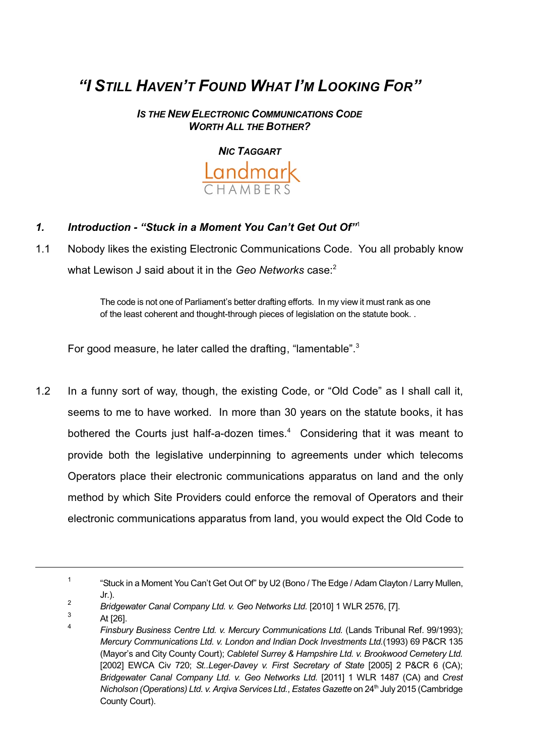# *"I STILL HAVEN'T FOUND WHAT I'M LOOKING FOR"*

### *IS THE NEW ELECTRONIC COMMUNICATIONS CODE WORTH ALL THE BOTHER?*

***NIC TAGGART***

Landmark
CHAMBERS

## *1. Introduction - "Stuck in a Moment You Can't Get Out Of"*[1]

1.1 Nobody likes the existing Electronic Communications Code. You all probably know what Lewison J said about it in the *Geo Networks* case:[2]

> The code is not one of Parliament's better drafting efforts. In my view it must rank as one of the least coherent and thought-through pieces of legislation on the statute book. .

For good measure, he later called the drafting, "lamentable".[3]

1.2 In a funny sort of way, though, the existing Code, or "Old Code" as I shall call it, seems to me to have worked. In more than 30 years on the statute books, it has bothered the Courts just half-a-dozen times.[4] Considering that it was meant to provide both the legislative underpinning to agreements under which telecoms Operators place their electronic communications apparatus on land and the only method by which Site Providers could enforce the removal of Operators and their electronic communications apparatus from land, you would expect the Old Code to

---

[1] "Stuck in a Moment You Can't Get Out Of" by U2 (Bono / The Edge / Adam Clayton / Larry Mullen, Jr.).

[2] *Bridgewater Canal Company Ltd. v. Geo Networks Ltd.* [2010] 1 WLR 2576, [7].

[3] At [26].

[4] *Finsbury Business Centre Ltd. v. Mercury Communications Ltd.* (Lands Tribunal Ref. 99/1993); *Mercury Communications Ltd. v. London and Indian Dock Investments Ltd.* (1993) 69 P&CR 135 (Mayor's and City County Court); *Cabletel Surrey & Hampshire Ltd. v. Brookwood Cemetery Ltd.* [2002] EWCA Civ 720; *St..Leger-Davey v. First Secretary of State* [2005] 2 P&CR 6 (CA); *Bridgewater Canal Company Ltd. v. Geo Networks Ltd.* [2011] 1 WLR 1487 (CA) and *Crest Nicholson (Operations) Ltd. v. Arqiva Services Ltd.*, *Estates Gazette* on 24th July 2015 (Cambridge County Court).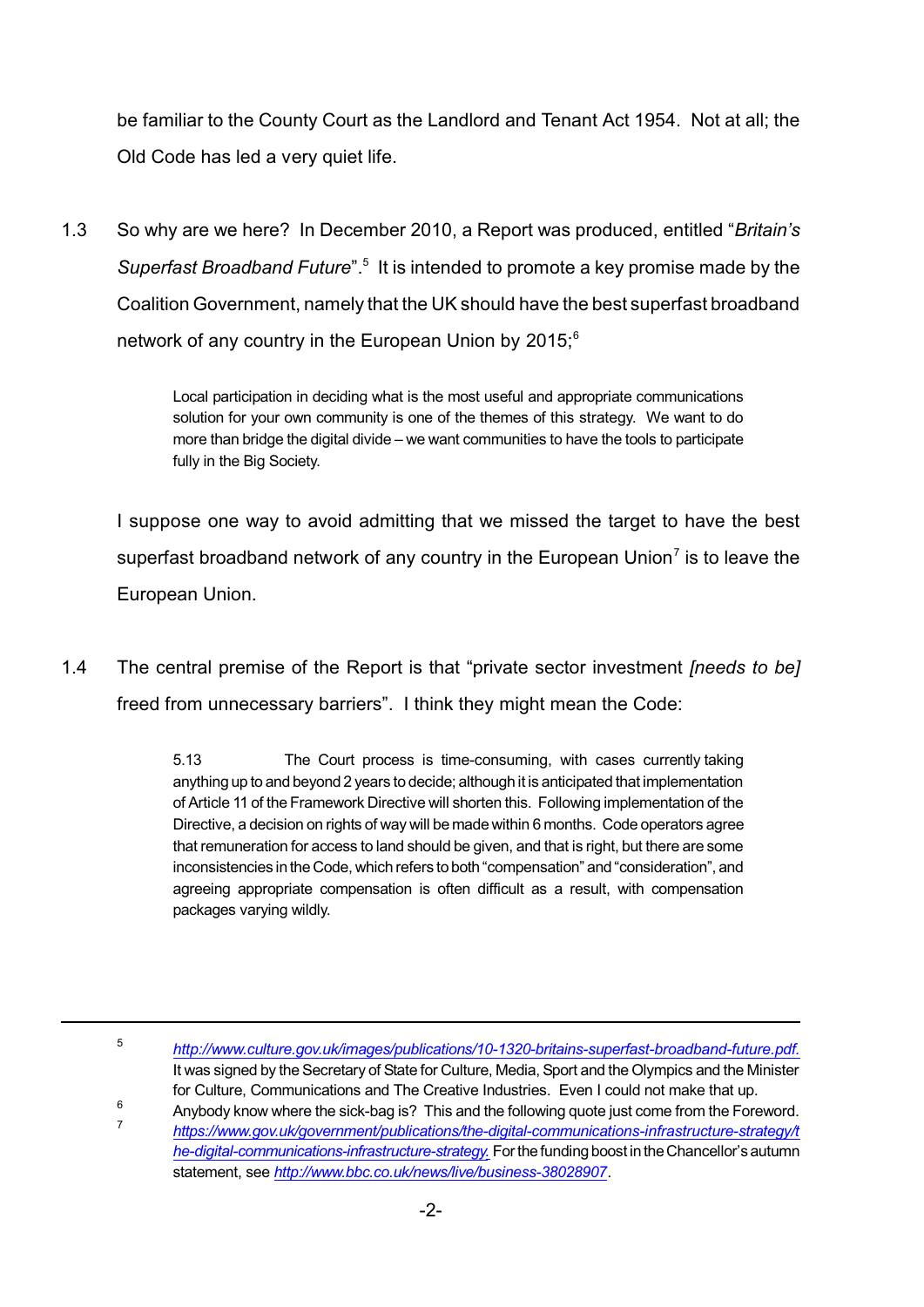be familiar to the County Court as the Landlord and Tenant Act 1954. Not at all; the Old Code has led a very quiet life.

1.3 So why are we here? In December 2010, a Report was produced, entitled "*Britain's Superfast Broadband Future*".[5] It is intended to promote a key promise made by the Coalition Government, namely that the UK should have the best superfast broadband network of any country in the European Union by 2015;[6]

> Local participation in deciding what is the most useful and appropriate communications solution for your own community is one of the themes of this strategy. We want to do more than bridge the digital divide – we want communities to have the tools to participate fully in the Big Society.

I suppose one way to avoid admitting that we missed the target to have the best superfast broadband network of any country in the European Union[7] is to leave the European Union.

1.4 The central premise of the Report is that "private sector investment *[needs to be]* freed from unnecessary barriers". I think they might mean the Code:

> 5.13 The Court process is time-consuming, with cases currently taking anything up to and beyond 2 years to decide; although it is anticipated that implementation of Article 11 of the Framework Directive will shorten this. Following implementation of the Directive, a decision on rights of way will be made within 6 months. Code operators agree that remuneration for access to land should be given, and that is right, but there are some inconsistencies in the Code, which refers to both "compensation" and "consideration", and agreeing appropriate compensation is often difficult as a result, with compensation packages varying wildly.

---

[5] *http://www.culture.gov.uk/images/publications/10-1320-britains-superfast-broadband-future.pdf.* It was signed by the Secretary of State for Culture, Media, Sport and the Olympics and the Minister for Culture, Communications and The Creative Industries. Even I could not make that up.

[6] Anybody know where the sick-bag is? This and the following quote just come from the Foreword.

[7] *https://www.gov.uk/government/publications/the-digital-communications-infrastructure-strategy/the-digital-communications-infrastructure-strategy.* For the funding boost in the Chancellor's autumn statement, see *http://www.bbc.co.uk/news/live/business-38028907*.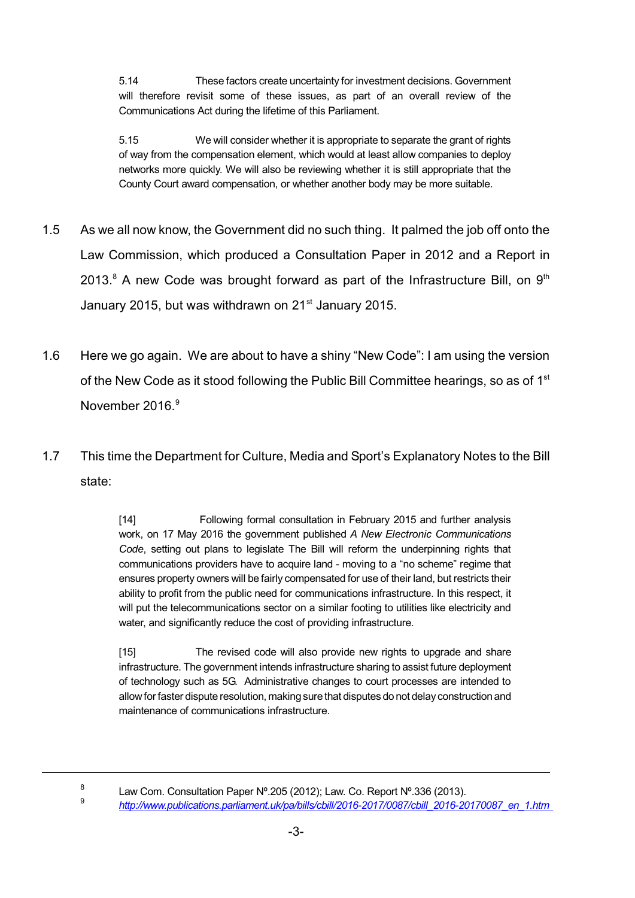> 5.14 These factors create uncertainty for investment decisions. Government will therefore revisit some of these issues, as part of an overall review of the Communications Act during the lifetime of this Parliament.
>
> 5.15 We will consider whether it is appropriate to separate the grant of rights of way from the compensation element, which would at least allow companies to deploy networks more quickly. We will also be reviewing whether it is still appropriate that the County Court award compensation, or whether another body may be more suitable.

1.5 As we all now know, the Government did no such thing. It palmed the job off onto the Law Commission, which produced a Consultation Paper in 2012 and a Report in 2013.[8] A new Code was brought forward as part of the Infrastructure Bill, on 9th January 2015, but was withdrawn on 21st January 2015.

1.6 Here we go again. We are about to have a shiny "New Code": I am using the version of the New Code as it stood following the Public Bill Committee hearings, so as of 1st November 2016.[9]

1.7 This time the Department for Culture, Media and Sport's Explanatory Notes to the Bill state:

> [14] Following formal consultation in February 2015 and further analysis work, on 17 May 2016 the government published *A New Electronic Communications Code*, setting out plans to legislate The Bill will reform the underpinning rights that communications providers have to acquire land - moving to a "no scheme" regime that ensures property owners will be fairly compensated for use of their land, but restricts their ability to profit from the public need for communications infrastructure. In this respect, it will put the telecommunications sector on a similar footing to utilities like electricity and water, and significantly reduce the cost of providing infrastructure.
>
> [15] The revised code will also provide new rights to upgrade and share infrastructure. The government intends infrastructure sharing to assist future deployment of technology such as 5G. Administrative changes to court processes are intended to allow for faster dispute resolution, making sure that disputes do not delay construction and maintenance of communications infrastructure.

---

[8] Law Com. Consultation Paper Nº.205 (2012); Law. Co. Report Nº.336 (2013).

[9] *http://www.publications.parliament.uk/pa/bills/cbill/2016-2017/0087/cbill_2016-20170087_en_1.htm*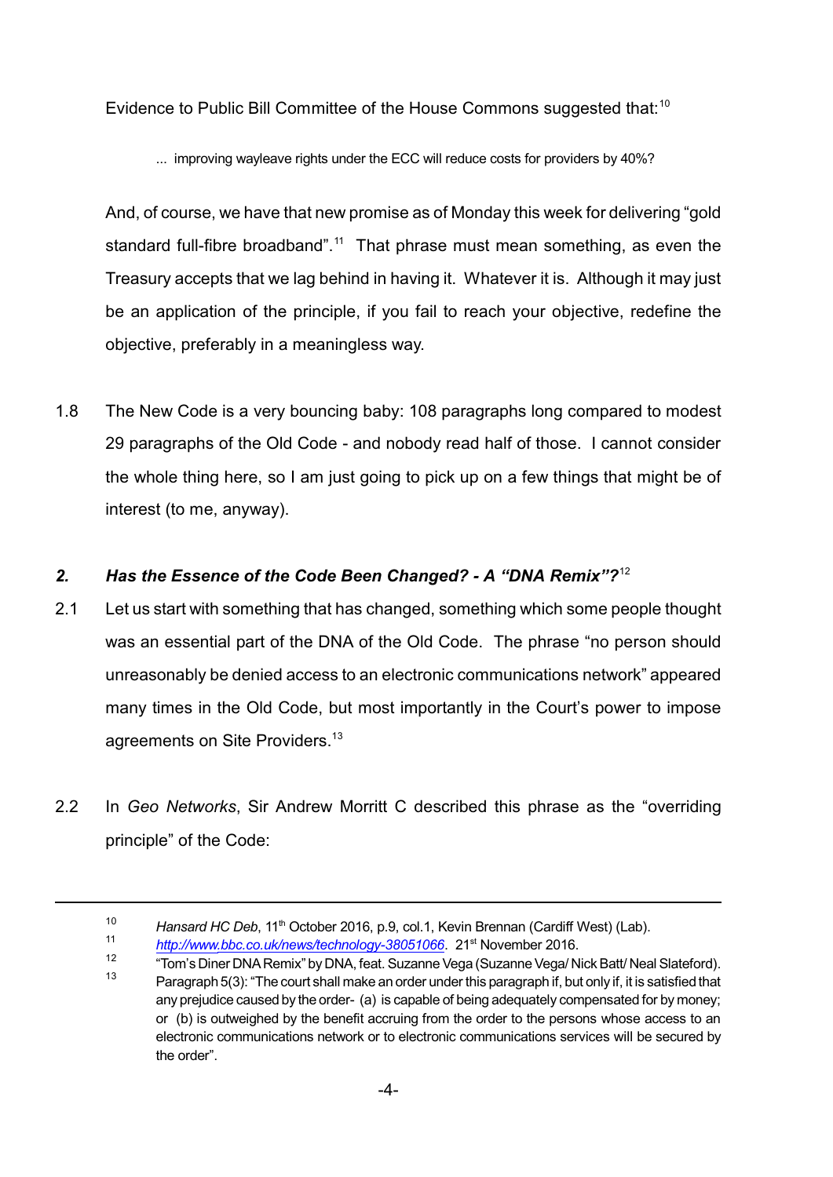Evidence to Public Bill Committee of the House Commons suggested that:[10]

> ... improving wayleave rights under the ECC will reduce costs for providers by 40%?

And, of course, we have that new promise as of Monday this week for delivering "gold standard full-fibre broadband".[11] That phrase must mean something, as even the Treasury accepts that we lag behind in having it. Whatever it is. Although it may just be an application of the principle, if you fail to reach your objective, redefine the objective, preferably in a meaningless way.

1.8 The New Code is a very bouncing baby: 108 paragraphs long compared to modest 29 paragraphs of the Old Code - and nobody read half of those. I cannot consider the whole thing here, so I am just going to pick up on a few things that might be of interest (to me, anyway).

## *2. Has the Essence of the Code Been Changed? - A "DNA Remix"?*[12]

2.1 Let us start with something that has changed, something which some people thought was an essential part of the DNA of the Old Code. The phrase "no person should unreasonably be denied access to an electronic communications network" appeared many times in the Old Code, but most importantly in the Court's power to impose agreements on Site Providers.[13]

2.2 In *Geo Networks*, Sir Andrew Morritt C described this phrase as the "overriding principle" of the Code:

---

[10] *Hansard HC Deb*, 11th October 2016, p.9, col.1, Kevin Brennan (Cardiff West) (Lab).

[11] *http://www.bbc.co.uk/news/technology-38051066*. 21st November 2016.

[12] "Tom's Diner DNA Remix" by DNA, feat. Suzanne Vega (Suzanne Vega/ Nick Batt/ Neal Slateford).

[13] Paragraph 5(3): "The court shall make an order under this paragraph if, but only if, it is satisfied that any prejudice caused by the order- (a) is capable of being adequately compensated for by money; or (b) is outweighed by the benefit accruing from the order to the persons whose access to an electronic communications network or to electronic communications services will be secured by the order".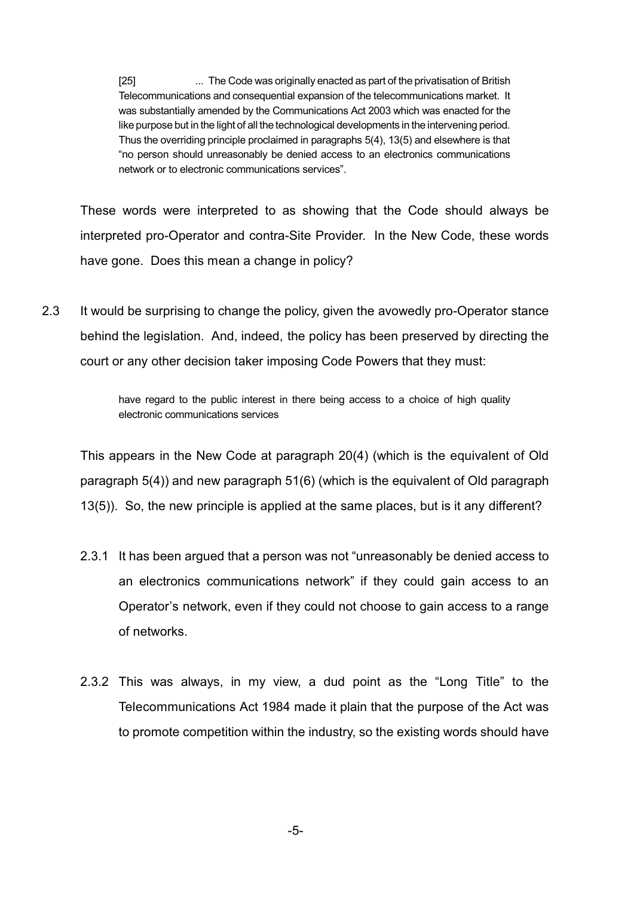> [25] ... The Code was originally enacted as part of the privatisation of British Telecommunications and consequential expansion of the telecommunications market. It was substantially amended by the Communications Act 2003 which was enacted for the like purpose but in the light of all the technological developments in the intervening period. Thus the overriding principle proclaimed in paragraphs 5(4), 13(5) and elsewhere is that "no person should unreasonably be denied access to an electronics communications network or to electronic communications services".

These words were interpreted to as showing that the Code should always be interpreted pro-Operator and contra-Site Provider. In the New Code, these words have gone. Does this mean a change in policy?

2.3 It would be surprising to change the policy, given the avowedly pro-Operator stance behind the legislation. And, indeed, the policy has been preserved by directing the court or any other decision taker imposing Code Powers that they must:

> have regard to the public interest in there being access to a choice of high quality electronic communications services

This appears in the New Code at paragraph 20(4) (which is the equivalent of Old paragraph 5(4)) and new paragraph 51(6) (which is the equivalent of Old paragraph 13(5)). So, the new principle is applied at the same places, but is it any different?

2.3.1 It has been argued that a person was not "unreasonably be denied access to an electronics communications network" if they could gain access to an Operator's network, even if they could not choose to gain access to a range of networks.

2.3.2 This was always, in my view, a dud point as the "Long Title" to the Telecommunications Act 1984 made it plain that the purpose of the Act was to promote competition within the industry, so the existing words should have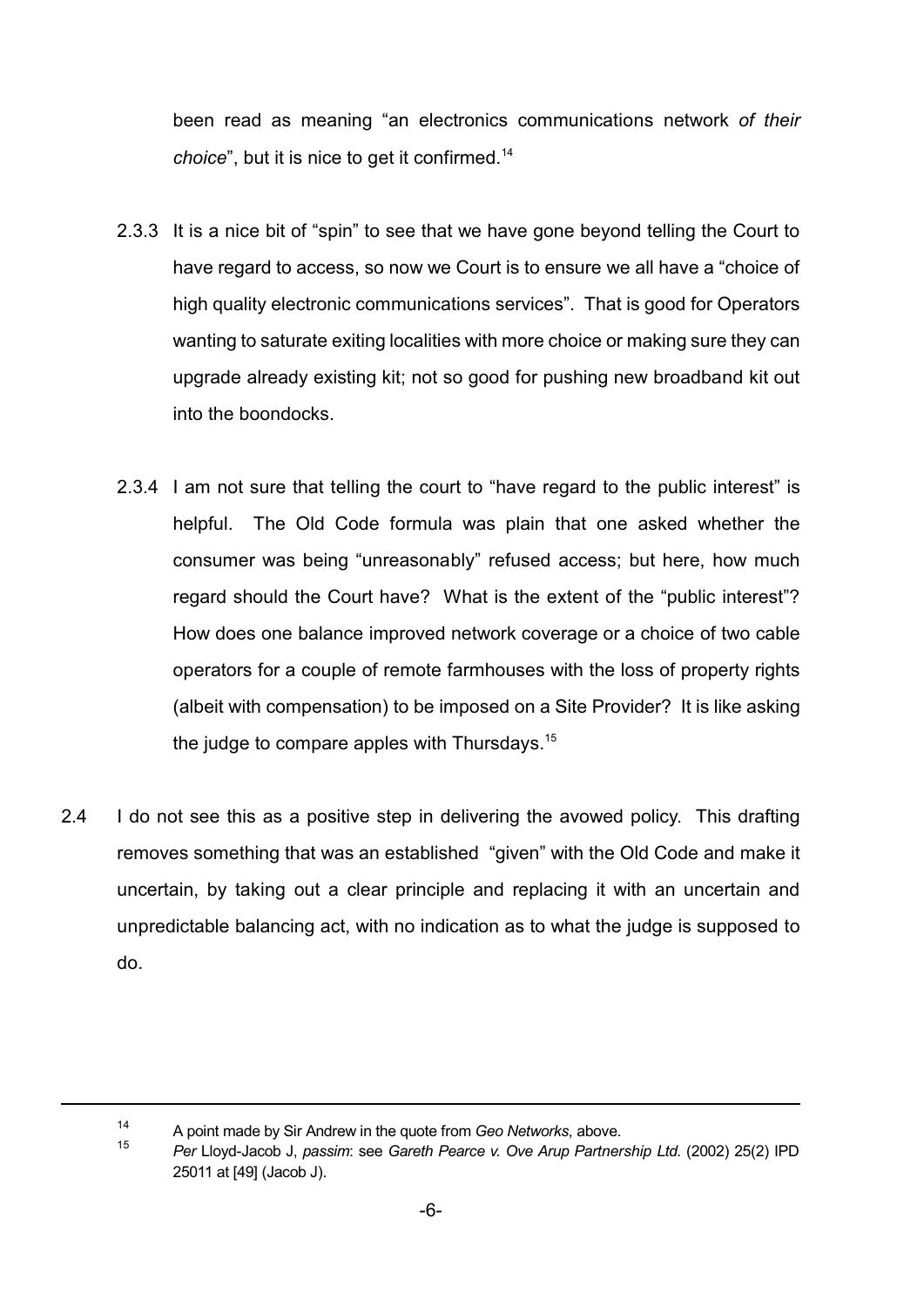been read as meaning "an electronics communications network *of their choice*", but it is nice to get it confirmed.[14]

2.3.3 It is a nice bit of "spin" to see that we have gone beyond telling the Court to have regard to access, so now we Court is to ensure we all have a "choice of high quality electronic communications services". That is good for Operators wanting to saturate exiting localities with more choice or making sure they can upgrade already existing kit; not so good for pushing new broadband kit out into the boondocks.

2.3.4 I am not sure that telling the court to "have regard to the public interest" is helpful. The Old Code formula was plain that one asked whether the consumer was being "unreasonably" refused access; but here, how much regard should the Court have? What is the extent of the "public interest"? How does one balance improved network coverage or a choice of two cable operators for a couple of remote farmhouses with the loss of property rights (albeit with compensation) to be imposed on a Site Provider? It is like asking the judge to compare apples with Thursdays.[15]

2.4 I do not see this as a positive step in delivering the avowed policy. This drafting removes something that was an established "given" with the Old Code and make it uncertain, by taking out a clear principle and replacing it with an uncertain and unpredictable balancing act, with no indication as to what the judge is supposed to do.

---

[14] A point made by Sir Andrew in the quote from *Geo Networks*, above.

[15] *Per* Lloyd-Jacob J, *passim*: see *Gareth Pearce v. Ove Arup Partnership Ltd.* (2002) 25(2) IPD 25011 at [49] (Jacob J).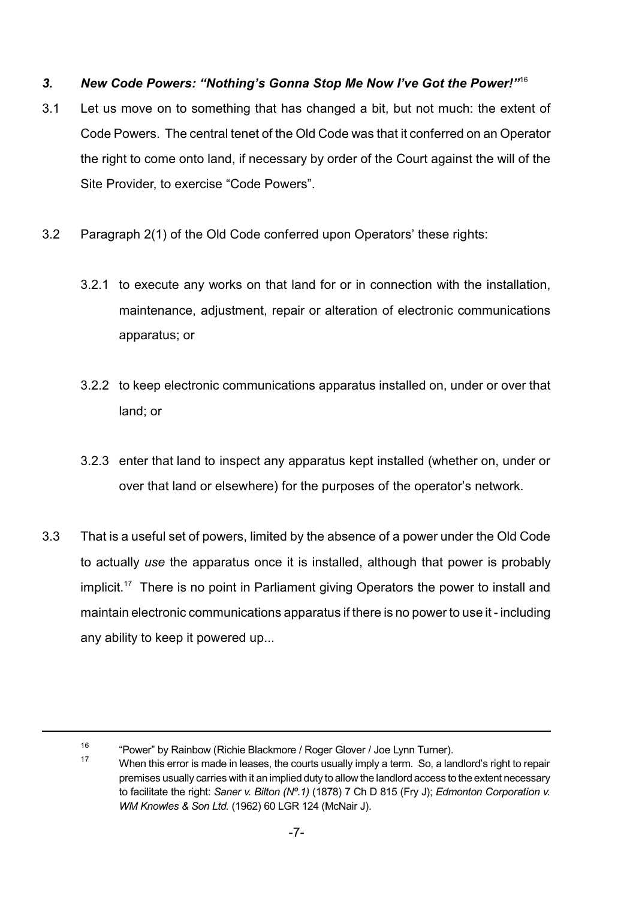### *3. New Code Powers: "Nothing's Gonna Stop Me Now I've Got the Power!"*[16]

3.1 Let us move on to something that has changed a bit, but not much: the extent of Code Powers. The central tenet of the Old Code was that it conferred on an Operator the right to come onto land, if necessary by order of the Court against the will of the Site Provider, to exercise "Code Powers".

3.2 Paragraph 2(1) of the Old Code conferred upon Operators' these rights:

3.2.1 to execute any works on that land for or in connection with the installation, maintenance, adjustment, repair or alteration of electronic communications apparatus; or

3.2.2 to keep electronic communications apparatus installed on, under or over that land; or

3.2.3 enter that land to inspect any apparatus kept installed (whether on, under or over that land or elsewhere) for the purposes of the operator's network.

3.3 That is a useful set of powers, limited by the absence of a power under the Old Code to actually *use* the apparatus once it is installed, although that power is probably implicit.[17] There is no point in Parliament giving Operators the power to install and maintain electronic communications apparatus if there is no power to use it - including any ability to keep it powered up...

---

[16] "Power" by Rainbow (Richie Blackmore / Roger Glover / Joe Lynn Turner).

[17] When this error is made in leases, the courts usually imply a term. So, a landlord's right to repair premises usually carries with it an implied duty to allow the landlord access to the extent necessary to facilitate the right: *Saner v. Bilton (Nº.1)* (1878) 7 Ch D 815 (Fry J); *Edmonton Corporation v. WM Knowles & Son Ltd.* (1962) 60 LGR 124 (McNair J).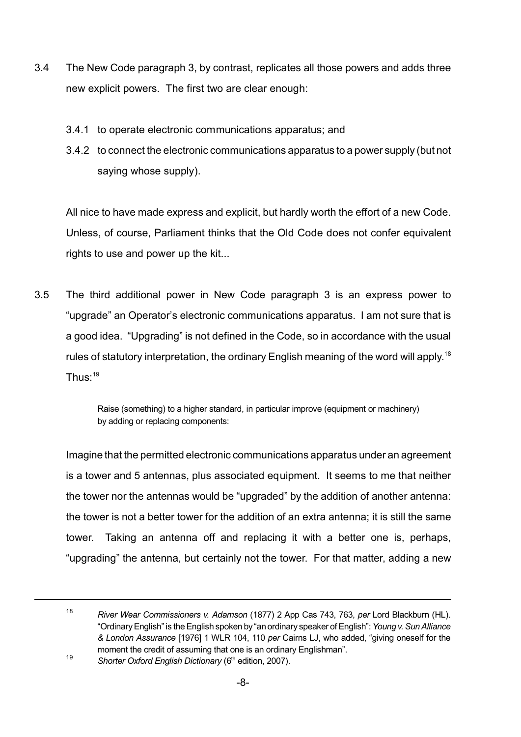3.4 The New Code paragraph 3, by contrast, replicates all those powers and adds three new explicit powers. The first two are clear enough:

3.4.1 to operate electronic communications apparatus; and

3.4.2 to connect the electronic communications apparatus to a power supply (but not saying whose supply).

All nice to have made express and explicit, but hardly worth the effort of a new Code. Unless, of course, Parliament thinks that the Old Code does not confer equivalent rights to use and power up the kit...

3.5 The third additional power in New Code paragraph 3 is an express power to "upgrade" an Operator's electronic communications apparatus. I am not sure that is a good idea. "Upgrading" is not defined in the Code, so in accordance with the usual rules of statutory interpretation, the ordinary English meaning of the word will apply.[18] Thus:[19]

> Raise (something) to a higher standard, in particular improve (equipment or machinery) by adding or replacing components:

Imagine that the permitted electronic communications apparatus under an agreement is a tower and 5 antennas, plus associated equipment. It seems to me that neither the tower nor the antennas would be "upgraded" by the addition of another antenna: the tower is not a better tower for the addition of an extra antenna; it is still the same tower. Taking an antenna off and replacing it with a better one is, perhaps, "upgrading" the antenna, but certainly not the tower. For that matter, adding a new

---

[18] *River Wear Commissioners v. Adamson* (1877) 2 App Cas 743, 763, *per* Lord Blackburn (HL). "Ordinary English" is the English spoken by "an ordinary speaker of English": *Young v. Sun Alliance & London Assurance* [1976] 1 WLR 104, 110 *per* Cairns LJ, who added, "giving oneself for the moment the credit of assuming that one is an ordinary Englishman".

[19] *Shorter Oxford English Dictionary* (6th edition, 2007).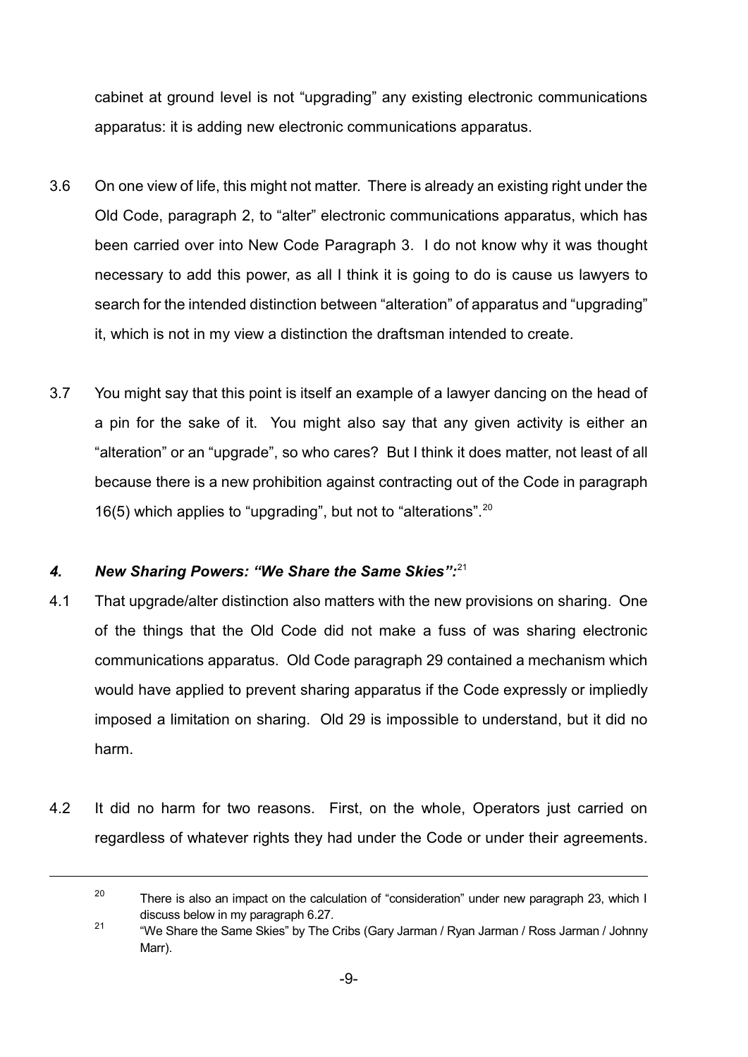cabinet at ground level is not "upgrading" any existing electronic communications apparatus: it is adding new electronic communications apparatus.

3.6 On one view of life, this might not matter. There is already an existing right under the Old Code, paragraph 2, to "alter" electronic communications apparatus, which has been carried over into New Code Paragraph 3. I do not know why it was thought necessary to add this power, as all I think it is going to do is cause us lawyers to search for the intended distinction between "alteration" of apparatus and "upgrading" it, which is not in my view a distinction the draftsman intended to create.

3.7 You might say that this point is itself an example of a lawyer dancing on the head of a pin for the sake of it. You might also say that any given activity is either an "alteration" or an "upgrade", so who cares? But I think it does matter, not least of all because there is a new prohibition against contracting out of the Code in paragraph 16(5) which applies to "upgrading", but not to "alterations".[20]

### *4. New Sharing Powers: "We Share the Same Skies":*[21]

4.1 That upgrade/alter distinction also matters with the new provisions on sharing. One of the things that the Old Code did not make a fuss of was sharing electronic communications apparatus. Old Code paragraph 29 contained a mechanism which would have applied to prevent sharing apparatus if the Code expressly or impliedly imposed a limitation on sharing. Old 29 is impossible to understand, but it did no harm.

4.2 It did no harm for two reasons. First, on the whole, Operators just carried on regardless of whatever rights they had under the Code or under their agreements.

---

[20] There is also an impact on the calculation of "consideration" under new paragraph 23, which I discuss below in my paragraph 6.27.

[21] "We Share the Same Skies" by The Cribs (Gary Jarman / Ryan Jarman / Ross Jarman / Johnny Marr).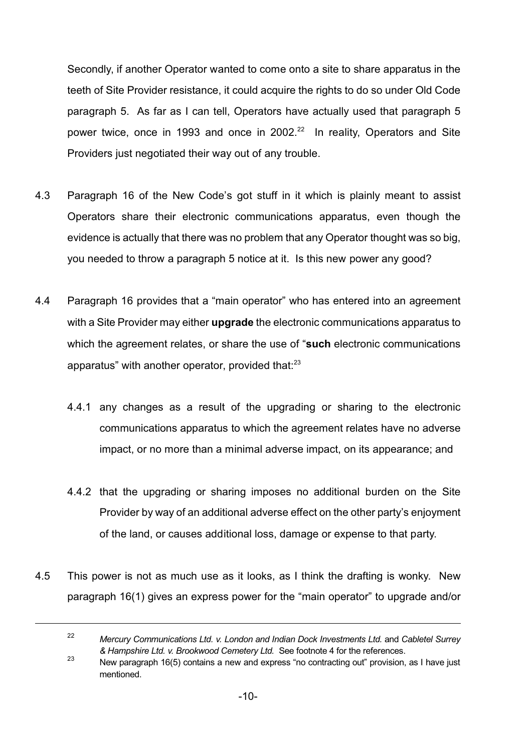Secondly, if another Operator wanted to come onto a site to share apparatus in the teeth of Site Provider resistance, it could acquire the rights to do so under Old Code paragraph 5. As far as I can tell, Operators have actually used that paragraph 5 power twice, once in 1993 and once in 2002.[22] In reality, Operators and Site Providers just negotiated their way out of any trouble.

4.3 Paragraph 16 of the New Code's got stuff in it which is plainly meant to assist Operators share their electronic communications apparatus, even though the evidence is actually that there was no problem that any Operator thought was so big, you needed to throw a paragraph 5 notice at it. Is this new power any good?

4.4 Paragraph 16 provides that a "main operator" who has entered into an agreement with a Site Provider may either **upgrade** the electronic communications apparatus to which the agreement relates, or share the use of "**such** electronic communications apparatus" with another operator, provided that:[23]

4.4.1 any changes as a result of the upgrading or sharing to the electronic communications apparatus to which the agreement relates have no adverse impact, or no more than a minimal adverse impact, on its appearance; and

4.4.2 that the upgrading or sharing imposes no additional burden on the Site Provider by way of an additional adverse effect on the other party's enjoyment of the land, or causes additional loss, damage or expense to that party.

4.5 This power is not as much use as it looks, as I think the drafting is wonky. New paragraph 16(1) gives an express power for the "main operator" to upgrade and/or

---

[22] *Mercury Communications Ltd. v. London and Indian Dock Investments Ltd.* and *Cabletel Surrey & Hampshire Ltd. v. Brookwood Cemetery Ltd.* See footnote 4 for the references.

[23] New paragraph 16(5) contains a new and express "no contracting out" provision, as I have just mentioned.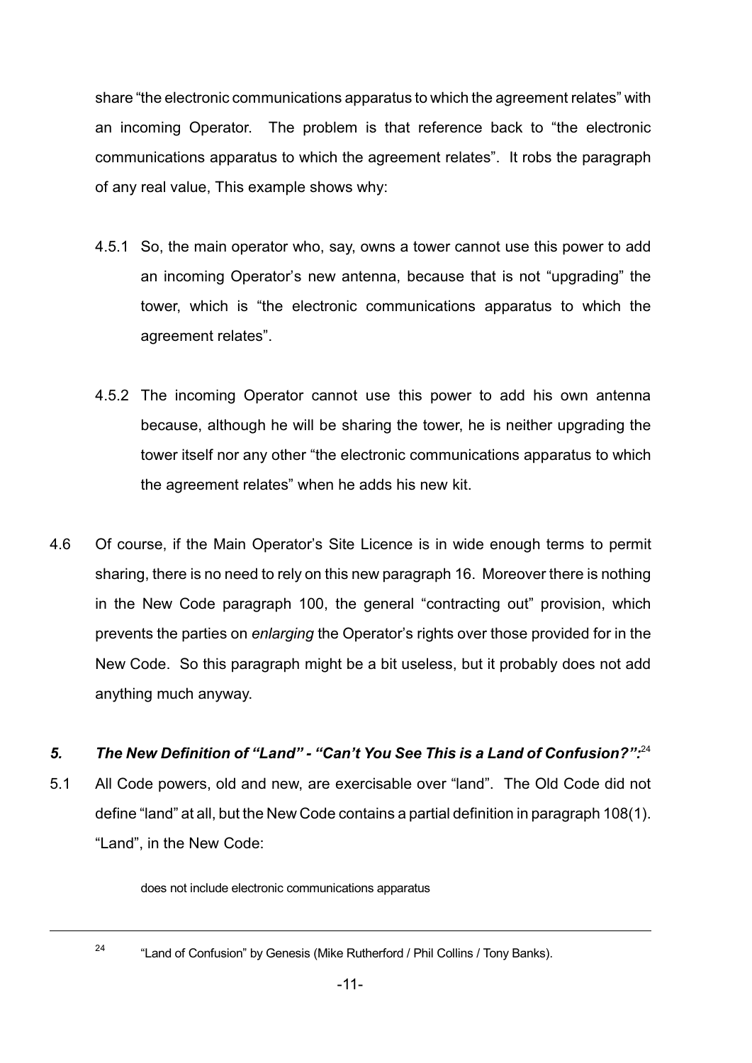share "the electronic communications apparatus to which the agreement relates" with an incoming Operator. The problem is that reference back to "the electronic communications apparatus to which the agreement relates". It robs the paragraph of any real value, This example shows why:

4.5.1 So, the main operator who, say, owns a tower cannot use this power to add an incoming Operator's new antenna, because that is not "upgrading" the tower, which is "the electronic communications apparatus to which the agreement relates".

4.5.2 The incoming Operator cannot use this power to add his own antenna because, although he will be sharing the tower, he is neither upgrading the tower itself nor any other "the electronic communications apparatus to which the agreement relates" when he adds his new kit.

4.6 Of course, if the Main Operator's Site Licence is in wide enough terms to permit sharing, there is no need to rely on this new paragraph 16. Moreover there is nothing in the New Code paragraph 100, the general "contracting out" provision, which prevents the parties on *enlarging* the Operator's rights over those provided for in the New Code. So this paragraph might be a bit useless, but it probably does not add anything much anyway.

## *5. The New Definition of "Land" - "Can't You See This is a Land of Confusion?":*[24]

5.1 All Code powers, old and new, are exercisable over "land". The Old Code did not define "land" at all, but the New Code contains a partial definition in paragraph 108(1). "Land", in the New Code:

> does not include electronic communications apparatus

---

[24] "Land of Confusion" by Genesis (Mike Rutherford / Phil Collins / Tony Banks).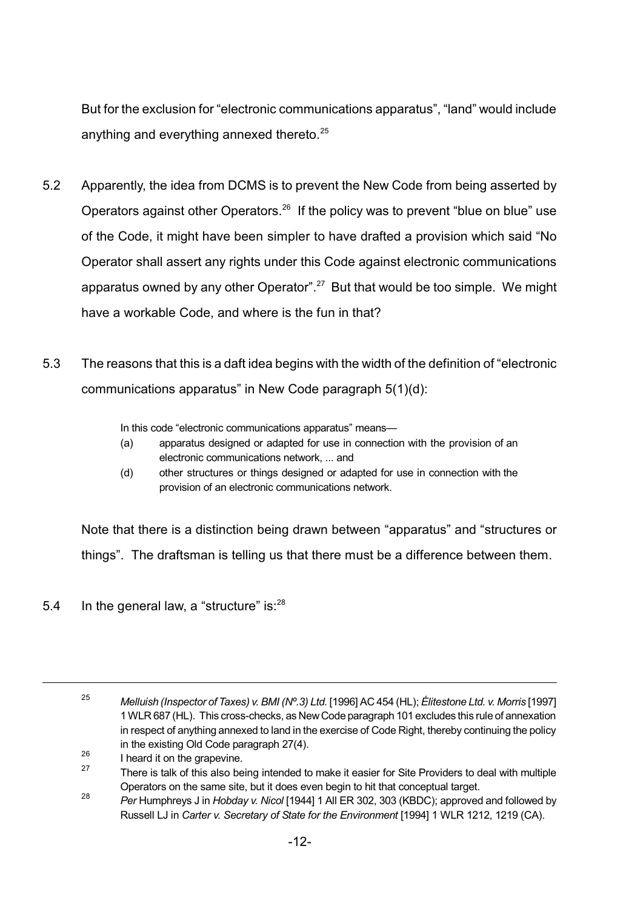But for the exclusion for "electronic communications apparatus", "land" would include anything and everything annexed thereto.[25]

5.2 Apparently, the idea from DCMS is to prevent the New Code from being asserted by Operators against other Operators.[26] If the policy was to prevent "blue on blue" use of the Code, it might have been simpler to have drafted a provision which said "No Operator shall assert any rights under this Code against electronic communications apparatus owned by any other Operator".[27] But that would be too simple. We might have a workable Code, and where is the fun in that?

5.3 The reasons that this is a daft idea begins with the width of the definition of "electronic communications apparatus" in New Code paragraph 5(1)(d):

> In this code "electronic communications apparatus" means—
>
> (a) apparatus designed or adapted for use in connection with the provision of an electronic communications network, ... and
>
> (d) other structures or things designed or adapted for use in connection with the provision of an electronic communications network.

Note that there is a distinction being drawn between "apparatus" and "structures or things". The draftsman is telling us that there must be a difference between them.

5.4 In the general law, a "structure" is:[28]

---

[25] *Melluish (Inspector of Taxes) v. BMI (Nº.3) Ltd.* [1996] AC 454 (HL); *Élitestone Ltd. v. Morris* [1997] 1 WLR 687 (HL). This cross-checks, as New Code paragraph 101 excludes this rule of annexation in respect of anything annexed to land in the exercise of Code Right, thereby continuing the policy in the existing Old Code paragraph 27(4).

[26] I heard it on the grapevine.

[27] There is talk of this also being intended to make it easier for Site Providers to deal with multiple Operators on the same site, but it does even begin to hit that conceptual target.

[28] *Per* Humphreys J in *Hobday v. Nicol* [1944] 1 All ER 302, 303 (KBDC); approved and followed by Russell LJ in *Carter v. Secretary of State for the Environment* [1994] 1 WLR 1212, 1219 (CA).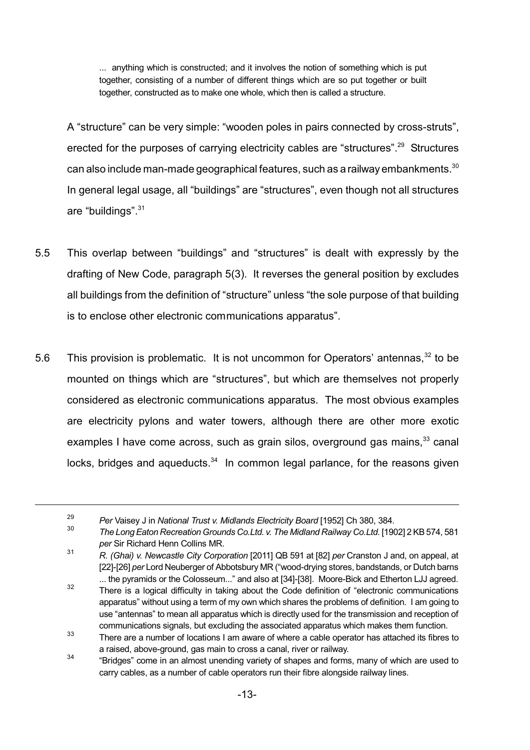> ... anything which is constructed; and it involves the notion of something which is put together, consisting of a number of different things which are so put together or built together, constructed as to make one whole, which then is called a structure.

A "structure" can be very simple: "wooden poles in pairs connected by cross-struts", erected for the purposes of carrying electricity cables are "structures".[29] Structures can also include man-made geographical features, such as a railway embankments.[30] In general legal usage, all "buildings" are "structures", even though not all structures are "buildings".[31]

5.5 This overlap between "buildings" and "structures" is dealt with expressly by the drafting of New Code, paragraph 5(3). It reverses the general position by excludes all buildings from the definition of "structure" unless "the sole purpose of that building is to enclose other electronic communications apparatus".

5.6 This provision is problematic. It is not uncommon for Operators' antennas,[32] to be mounted on things which are "structures", but which are themselves not properly considered as electronic communications apparatus. The most obvious examples are electricity pylons and water towers, although there are other more exotic examples I have come across, such as grain silos, overground gas mains,[33] canal locks, bridges and aqueducts.[34] In common legal parlance, for the reasons given

---

[29] *Per* Vaisey J in *National Trust v. Midlands Electricity Board* [1952] Ch 380, 384.

[30] *The Long Eaton Recreation Grounds Co.Ltd. v. The Midland Railway Co.Ltd.* [1902] 2 KB 574, 581 *per* Sir Richard Henn Collins MR.

[31] *R. (Ghai) v. Newcastle City Corporation* [2011] QB 591 at [82] *per* Cranston J and, on appeal, at [22]-[26] *per* Lord Neuberger of Abbotsbury MR ("wood-drying stores, bandstands, or Dutch barns ... the pyramids or the Colosseum..." and also at [34]-[38]. Moore-Bick and Etherton LJJ agreed.

[32] There is a logical difficulty in taking about the Code definition of "electronic communications apparatus" without using a term of my own which shares the problems of definition. I am going to use "antennas" to mean all apparatus which is directly used for the transmission and reception of communications signals, but excluding the associated apparatus which makes them function.

[33] There are a number of locations I am aware of where a cable operator has attached its fibres to a raised, above-ground, gas main to cross a canal, river or railway.

[34] "Bridges" come in an almost unending variety of shapes and forms, many of which are used to carry cables, as a number of cable operators run their fibre alongside railway lines.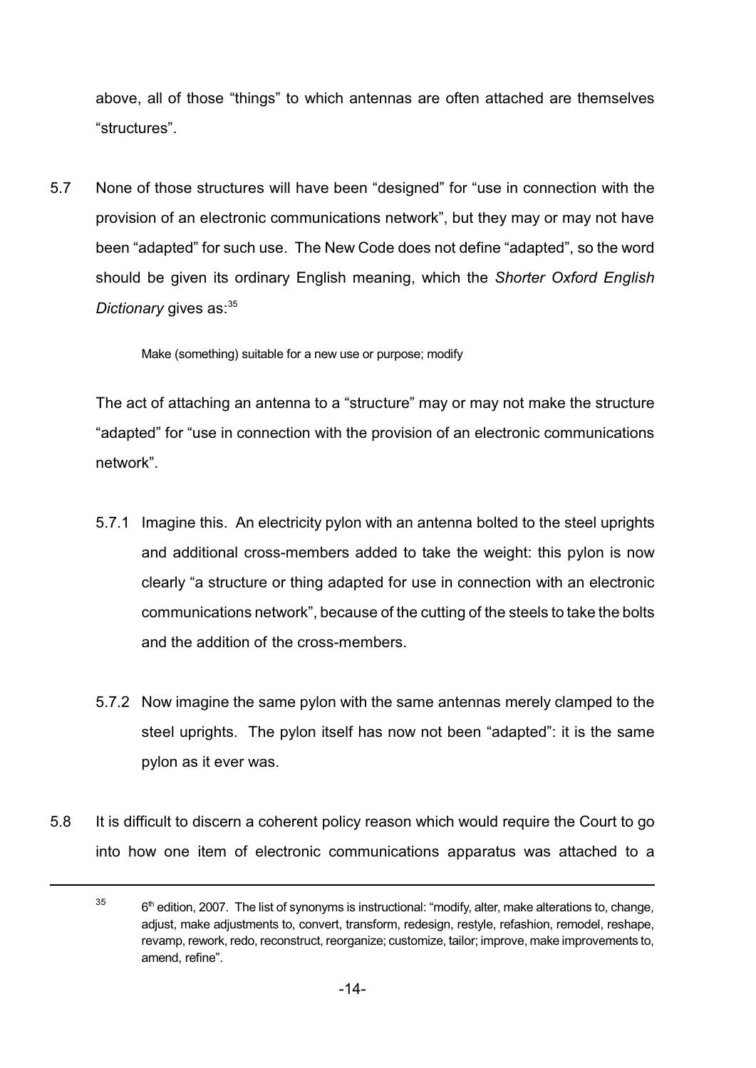above, all of those “things” to which antennas are often attached are themselves “structures”.

5.7 None of those structures will have been “designed” for “use in connection with the provision of an electronic communications network”, but they may or may not have been “adapted” for such use. The New Code does not define “adapted”, so the word should be given its ordinary English meaning, which the *Shorter Oxford English Dictionary* gives as:[35]

> Make (something) suitable for a new use or purpose; modify

The act of attaching an antenna to a “structure” may or may not make the structure “adapted” for “use in connection with the provision of an electronic communications network”.

5.7.1 Imagine this. An electricity pylon with an antenna bolted to the steel uprights and additional cross-members added to take the weight: this pylon is now clearly “a structure or thing adapted for use in connection with an electronic communications network”, because of the cutting of the steels to take the bolts and the addition of the cross-members.

5.7.2 Now imagine the same pylon with the same antennas merely clamped to the steel uprights. The pylon itself has now not been “adapted”: it is the same pylon as it ever was.

5.8 It is difficult to discern a coherent policy reason which would require the Court to go into how one item of electronic communications apparatus was attached to a

---

[35] 6th edition, 2007. The list of synonyms is instructional: “modify, alter, make alterations to, change, adjust, make adjustments to, convert, transform, redesign, restyle, refashion, remodel, reshape, revamp, rework, redo, reconstruct, reorganize; customize, tailor; improve, make improvements to, amend, refine”.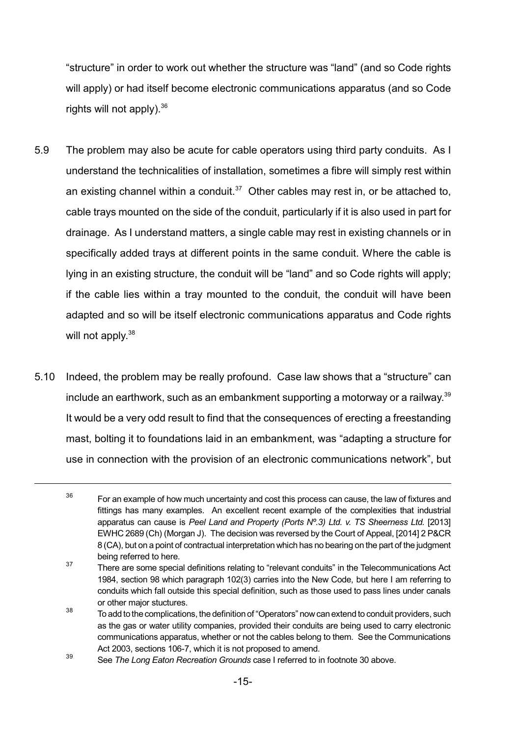"structure" in order to work out whether the structure was "land" (and so Code rights will apply) or had itself become electronic communications apparatus (and so Code rights will not apply).[36]

5.9 The problem may also be acute for cable operators using third party conduits. As I understand the technicalities of installation, sometimes a fibre will simply rest within an existing channel within a conduit.[37] Other cables may rest in, or be attached to, cable trays mounted on the side of the conduit, particularly if it is also used in part for drainage. As I understand matters, a single cable may rest in existing channels or in specifically added trays at different points in the same conduit. Where the cable is lying in an existing structure, the conduit will be "land" and so Code rights will apply; if the cable lies within a tray mounted to the conduit, the conduit will have been adapted and so will be itself electronic communications apparatus and Code rights will not apply.[38]

5.10 Indeed, the problem may be really profound. Case law shows that a "structure" can include an earthwork, such as an embankment supporting a motorway or a railway.[39] It would be a very odd result to find that the consequences of erecting a freestanding mast, bolting it to foundations laid in an embankment, was "adapting a structure for use in connection with the provision of an electronic communications network", but

---

[36] For an example of how much uncertainty and cost this process can cause, the law of fixtures and fittings has many examples. An excellent recent example of the complexities that industrial apparatus can cause is *Peel Land and Property (Ports Nº.3) Ltd. v. TS Sheerness Ltd.* [2013] EWHC 2689 (Ch) (Morgan J). The decision was reversed by the Court of Appeal, [2014] 2 P&CR 8 (CA), but on a point of contractual interpretation which has no bearing on the part of the judgment being referred to here.

[37] There are some special definitions relating to "relevant conduits" in the Telecommunications Act 1984, section 98 which paragraph 102(3) carries into the New Code, but here I am referring to conduits which fall outside this special definition, such as those used to pass lines under canals or other major stuctures.

[38] To add to the complications, the definition of "Operators" now can extend to conduit providers, such as the gas or water utility companies, provided their conduits are being used to carry electronic communications apparatus, whether or not the cables belong to them. See the Communications Act 2003, sections 106-7, which it is not proposed to amend.

[39] See *The Long Eaton Recreation Grounds* case I referred to in footnote 30 above.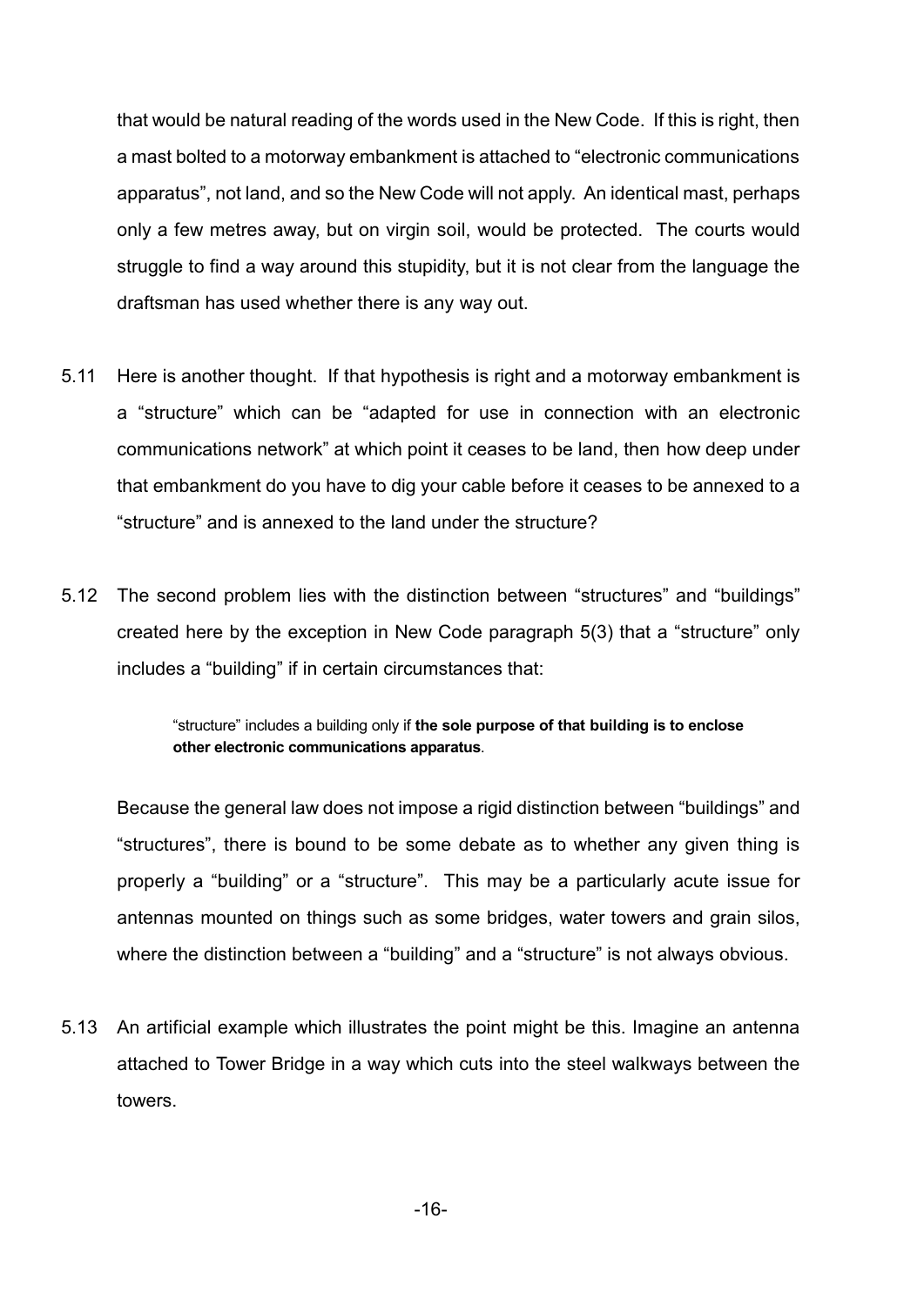that would be natural reading of the words used in the New Code. If this is right, then a mast bolted to a motorway embankment is attached to "electronic communications apparatus", not land, and so the New Code will not apply. An identical mast, perhaps only a few metres away, but on virgin soil, would be protected. The courts would struggle to find a way around this stupidity, but it is not clear from the language the draftsman has used whether there is any way out.

5.11 Here is another thought. If that hypothesis is right and a motorway embankment is a "structure" which can be "adapted for use in connection with an electronic communications network" at which point it ceases to be land, then how deep under that embankment do you have to dig your cable before it ceases to be annexed to a "structure" and is annexed to the land under the structure?

5.12 The second problem lies with the distinction between "structures" and "buildings" created here by the exception in New Code paragraph 5(3) that a "structure" only includes a "building" if in certain circumstances that:

> "structure" includes a building only if **the sole purpose of that building is to enclose other electronic communications apparatus**.

Because the general law does not impose a rigid distinction between "buildings" and "structures", there is bound to be some debate as to whether any given thing is properly a "building" or a "structure". This may be a particularly acute issue for antennas mounted on things such as some bridges, water towers and grain silos, where the distinction between a "building" and a "structure" is not always obvious.

5.13 An artificial example which illustrates the point might be this. Imagine an antenna attached to Tower Bridge in a way which cuts into the steel walkways between the towers.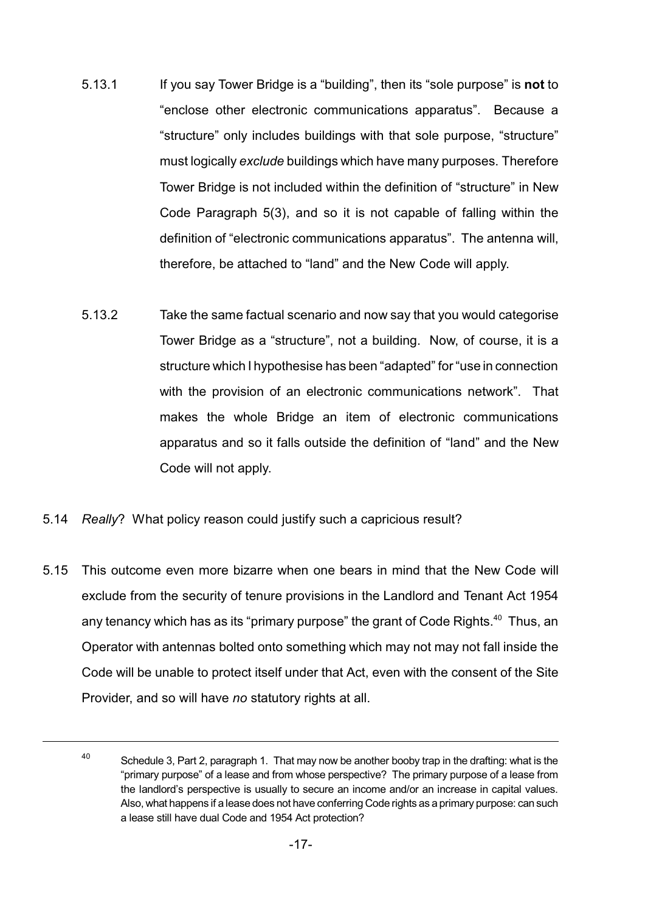5.13.1 If you say Tower Bridge is a "building", then its "sole purpose" is **not** to "enclose other electronic communications apparatus". Because a "structure" only includes buildings with that sole purpose, "structure" must logically *exclude* buildings which have many purposes. Therefore Tower Bridge is not included within the definition of "structure" in New Code Paragraph 5(3), and so it is not capable of falling within the definition of "electronic communications apparatus". The antenna will, therefore, be attached to "land" and the New Code will apply.

5.13.2 Take the same factual scenario and now say that you would categorise Tower Bridge as a "structure", not a building. Now, of course, it is a structure which I hypothesise has been "adapted" for "use in connection with the provision of an electronic communications network". That makes the whole Bridge an item of electronic communications apparatus and so it falls outside the definition of "land" and the New Code will not apply.

5.14 *Really*? What policy reason could justify such a capricious result?

5.15 This outcome even more bizarre when one bears in mind that the New Code will exclude from the security of tenure provisions in the Landlord and Tenant Act 1954 any tenancy which has as its "primary purpose" the grant of Code Rights.[40] Thus, an Operator with antennas bolted onto something which may not may not fall inside the Code will be unable to protect itself under that Act, even with the consent of the Site Provider, and so will have *no* statutory rights at all.

---

[40] Schedule 3, Part 2, paragraph 1. That may now be another booby trap in the drafting: what is the "primary purpose" of a lease and from whose perspective? The primary purpose of a lease from the landlord's perspective is usually to secure an income and/or an increase in capital values. Also, what happens if a lease does not have conferring Code rights as a primary purpose: can such a lease still have dual Code and 1954 Act protection?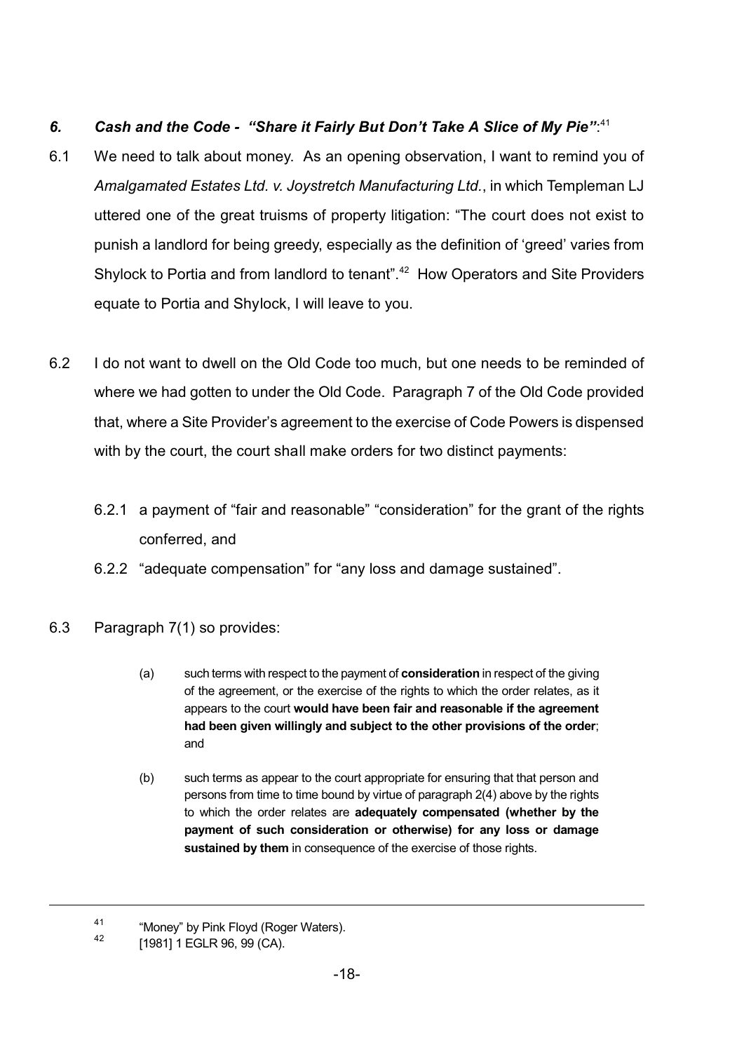## *6. Cash and the Code - "Share it Fairly But Don't Take A Slice of My Pie"*:[41]

6.1 We need to talk about money. As an opening observation, I want to remind you of *Amalgamated Estates Ltd. v. Joystretch Manufacturing Ltd.*, in which Templeman LJ uttered one of the great truisms of property litigation: "The court does not exist to punish a landlord for being greedy, especially as the definition of 'greed' varies from Shylock to Portia and from landlord to tenant".[42] How Operators and Site Providers equate to Portia and Shylock, I will leave to you.

6.2 I do not want to dwell on the Old Code too much, but one needs to be reminded of where we had gotten to under the Old Code. Paragraph 7 of the Old Code provided that, where a Site Provider's agreement to the exercise of Code Powers is dispensed with by the court, the court shall make orders for two distinct payments:

6.2.1 a payment of "fair and reasonable" "consideration" for the grant of the rights conferred, and

6.2.2 "adequate compensation" for "any loss and damage sustained".

6.3 Paragraph 7(1) so provides:

> (a) such terms with respect to the payment of **consideration** in respect of the giving of the agreement, or the exercise of the rights to which the order relates, as it appears to the court **would have been fair and reasonable if the agreement had been given willingly and subject to the other provisions of the order**; and
>
> (b) such terms as appear to the court appropriate for ensuring that that person and persons from time to time bound by virtue of paragraph 2(4) above by the rights to which the order relates are **adequately compensated (whether by the payment of such consideration or otherwise) for any loss or damage sustained by them** in consequence of the exercise of those rights.

---

[41] "Money" by Pink Floyd (Roger Waters).

[42] [1981] 1 EGLR 96, 99 (CA).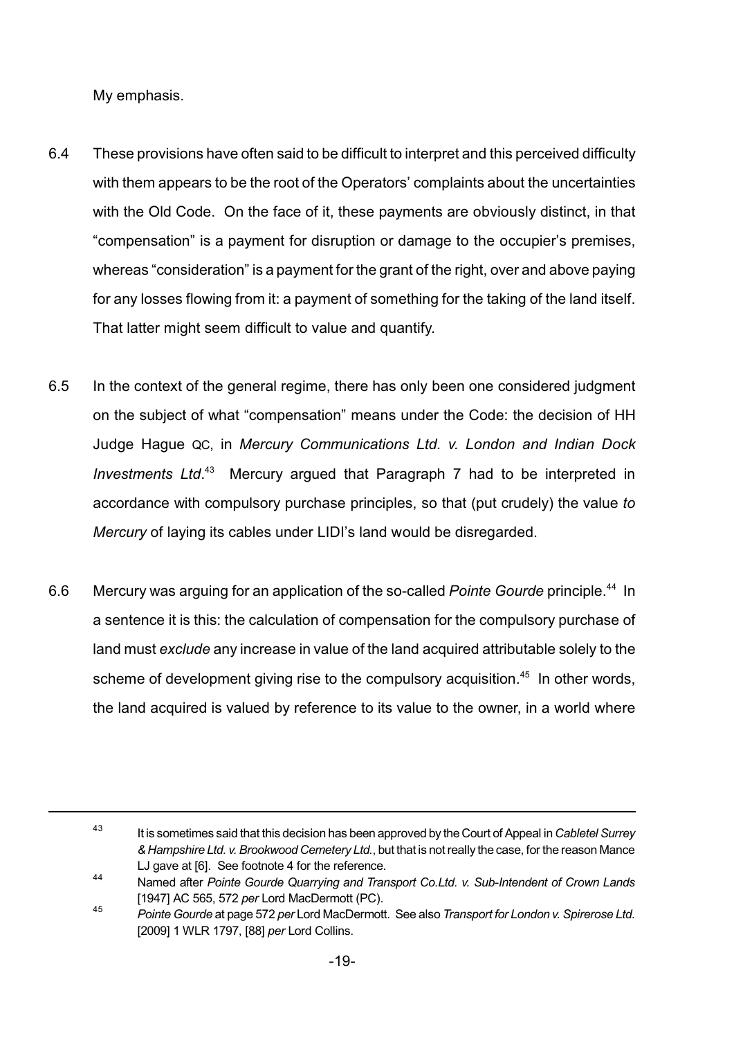My emphasis.

6.4 These provisions have often said to be difficult to interpret and this perceived difficulty with them appears to be the root of the Operators' complaints about the uncertainties with the Old Code. On the face of it, these payments are obviously distinct, in that "compensation" is a payment for disruption or damage to the occupier's premises, whereas "consideration" is a payment for the grant of the right, over and above paying for any losses flowing from it: a payment of something for the taking of the land itself. That latter might seem difficult to value and quantify.

6.5 In the context of the general regime, there has only been one considered judgment on the subject of what "compensation" means under the Code: the decision of HH Judge Hague QC, in *Mercury Communications Ltd. v. London and Indian Dock Investments Ltd*.[43] Mercury argued that Paragraph 7 had to be interpreted in accordance with compulsory purchase principles, so that (put crudely) the value *to Mercury* of laying its cables under LIDI's land would be disregarded.

6.6 Mercury was arguing for an application of the so-called *Pointe Gourde* principle.[44] In a sentence it is this: the calculation of compensation for the compulsory purchase of land must *exclude* any increase in value of the land acquired attributable solely to the scheme of development giving rise to the compulsory acquisition.[45] In other words, the land acquired is valued by reference to its value to the owner, in a world where

---

[43] It is sometimes said that this decision has been approved by the Court of Appeal in *Cabletel Surrey & Hampshire Ltd. v. Brookwood Cemetery Ltd.*, but that is not really the case, for the reason Mance LJ gave at [6]. See footnote 4 for the reference.

[44] Named after *Pointe Gourde Quarrying and Transport Co.Ltd. v. Sub-Intendent of Crown Lands* [1947] AC 565, 572 *per* Lord MacDermott (PC).

[45] *Pointe Gourde* at page 572 *per* Lord MacDermott. See also *Transport for London v. Spirerose Ltd.* [2009] 1 WLR 1797, [88] *per* Lord Collins.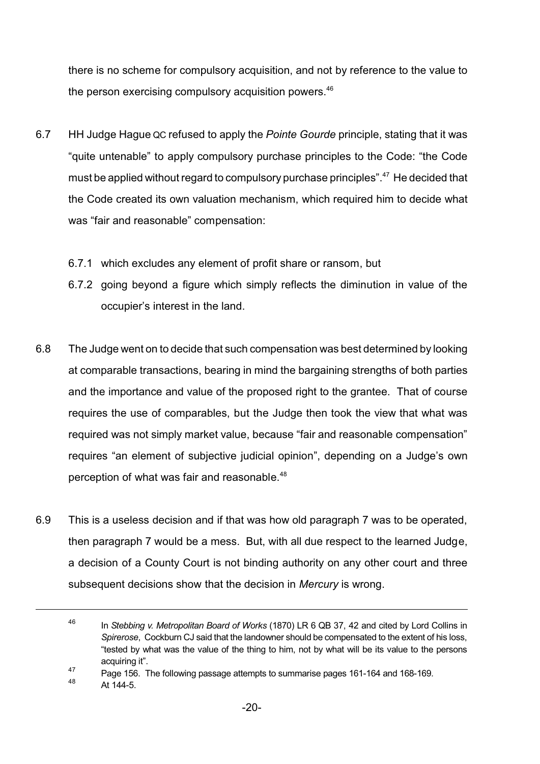there is no scheme for compulsory acquisition, and not by reference to the value to the person exercising compulsory acquisition powers.[46]

6.7 HH Judge Hague QC refused to apply the *Pointe Gourde* principle, stating that it was "quite untenable" to apply compulsory purchase principles to the Code: "the Code must be applied without regard to compulsory purchase principles".[47] He decided that the Code created its own valuation mechanism, which required him to decide what was "fair and reasonable" compensation:

6.7.1 which excludes any element of profit share or ransom, but

6.7.2 going beyond a figure which simply reflects the diminution in value of the occupier's interest in the land.

6.8 The Judge went on to decide that such compensation was best determined by looking at comparable transactions, bearing in mind the bargaining strengths of both parties and the importance and value of the proposed right to the grantee. That of course requires the use of comparables, but the Judge then took the view that what was required was not simply market value, because "fair and reasonable compensation" requires "an element of subjective judicial opinion", depending on a Judge's own perception of what was fair and reasonable.[48]

6.9 This is a useless decision and if that was how old paragraph 7 was to be operated, then paragraph 7 would be a mess. But, with all due respect to the learned Judge, a decision of a County Court is not binding authority on any other court and three subsequent decisions show that the decision in *Mercury* is wrong.

---

[46] In *Stebbing v. Metropolitan Board of Works* (1870) LR 6 QB 37, 42 and cited by Lord Collins in *Spirerose*, Cockburn CJ said that the landowner should be compensated to the extent of his loss, "tested by what was the value of the thing to him, not by what will be its value to the persons acquiring it".

[47] Page 156. The following passage attempts to summarise pages 161-164 and 168-169.

[48] At 144-5.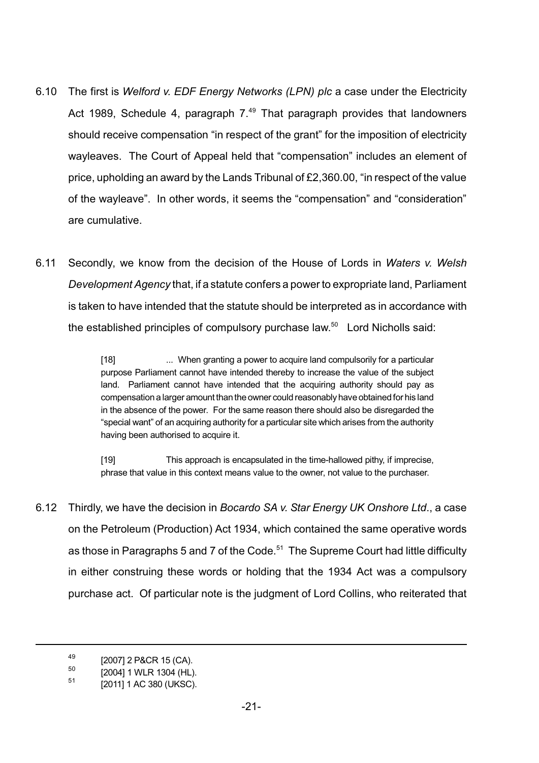6.10 The first is *Welford v. EDF Energy Networks (LPN) plc* a case under the Electricity Act 1989, Schedule 4, paragraph 7.[49] That paragraph provides that landowners should receive compensation "in respect of the grant" for the imposition of electricity wayleaves. The Court of Appeal held that "compensation" includes an element of price, upholding an award by the Lands Tribunal of £2,360.00, "in respect of the value of the wayleave". In other words, it seems the "compensation" and "consideration" are cumulative.

6.11 Secondly, we know from the decision of the House of Lords in *Waters v. Welsh Development Agency* that, if a statute confers a power to expropriate land, Parliament is taken to have intended that the statute should be interpreted as in accordance with the established principles of compulsory purchase law.[50] Lord Nicholls said:

> [18] ... When granting a power to acquire land compulsorily for a particular purpose Parliament cannot have intended thereby to increase the value of the subject land. Parliament cannot have intended that the acquiring authority should pay as compensation a larger amount than the owner could reasonably have obtained for his land in the absence of the power. For the same reason there should also be disregarded the "special want" of an acquiring authority for a particular site which arises from the authority having been authorised to acquire it.
>
> [19] This approach is encapsulated in the time-hallowed pithy, if imprecise, phrase that value in this context means value to the owner, not value to the purchaser.

6.12 Thirdly, we have the decision in *Bocardo SA v. Star Energy UK Onshore Ltd*., a case on the Petroleum (Production) Act 1934, which contained the same operative words as those in Paragraphs 5 and 7 of the Code.[51] The Supreme Court had little difficulty in either construing these words or holding that the 1934 Act was a compulsory purchase act. Of particular note is the judgment of Lord Collins, who reiterated that

---

[49] [2007] 2 P&CR 15 (CA).

[50] [2004] 1 WLR 1304 (HL).

[51] [2011] 1 AC 380 (UKSC).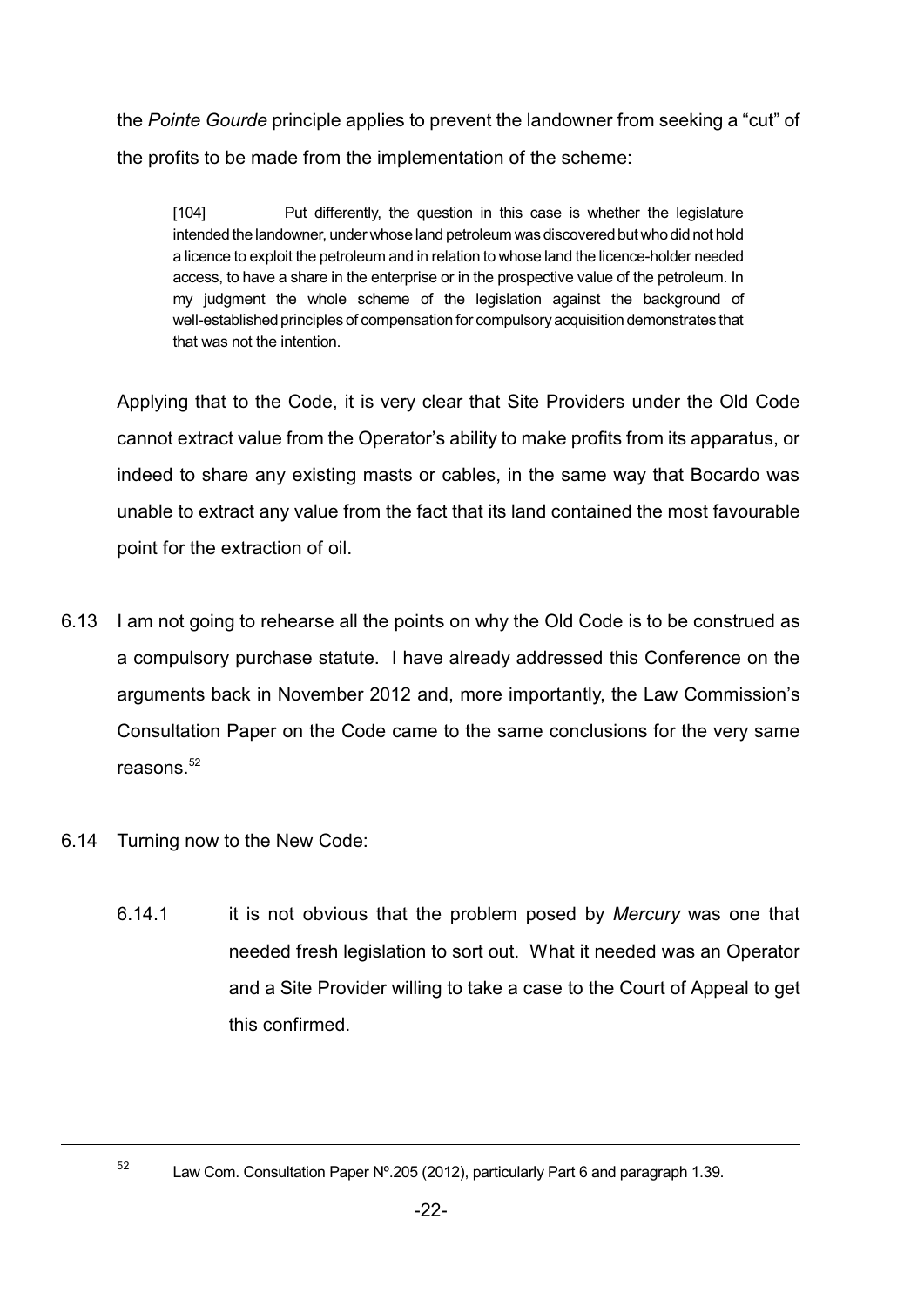the *Pointe Gourde* principle applies to prevent the landowner from seeking a "cut" of the profits to be made from the implementation of the scheme:

> [104] Put differently, the question in this case is whether the legislature intended the landowner, under whose land petroleum was discovered but who did not hold a licence to exploit the petroleum and in relation to whose land the licence-holder needed access, to have a share in the enterprise or in the prospective value of the petroleum. In my judgment the whole scheme of the legislation against the background of well-established principles of compensation for compulsory acquisition demonstrates that that was not the intention.

Applying that to the Code, it is very clear that Site Providers under the Old Code cannot extract value from the Operator's ability to make profits from its apparatus, or indeed to share any existing masts or cables, in the same way that Bocardo was unable to extract any value from the fact that its land contained the most favourable point for the extraction of oil.

6.13 I am not going to rehearse all the points on why the Old Code is to be construed as a compulsory purchase statute. I have already addressed this Conference on the arguments back in November 2012 and, more importantly, the Law Commission's Consultation Paper on the Code came to the same conclusions for the very same reasons.[52]

6.14 Turning now to the New Code:

6.14.1 it is not obvious that the problem posed by *Mercury* was one that needed fresh legislation to sort out. What it needed was an Operator and a Site Provider willing to take a case to the Court of Appeal to get this confirmed.

---

[52] Law Com. Consultation Paper Nº.205 (2012), particularly Part 6 and paragraph 1.39.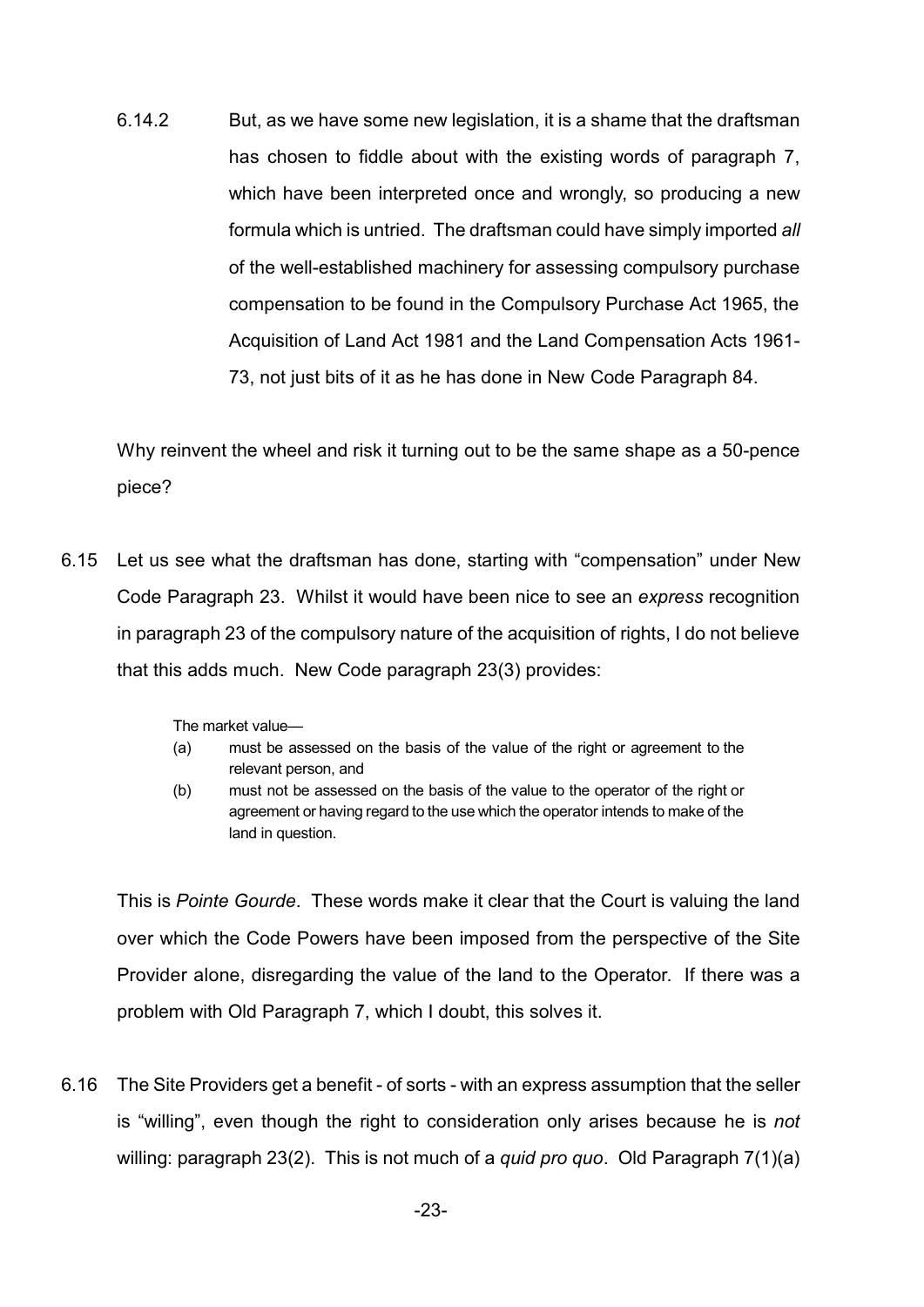6.14.2 But, as we have some new legislation, it is a shame that the draftsman has chosen to fiddle about with the existing words of paragraph 7, which have been interpreted once and wrongly, so producing a new formula which is untried. The draftsman could have simply imported *all* of the well-established machinery for assessing compulsory purchase compensation to be found in the Compulsory Purchase Act 1965, the Acquisition of Land Act 1981 and the Land Compensation Acts 1961-73, not just bits of it as he has done in New Code Paragraph 84.

Why reinvent the wheel and risk it turning out to be the same shape as a 50-pence piece?

6.15 Let us see what the draftsman has done, starting with "compensation" under New Code Paragraph 23. Whilst it would have been nice to see an *express* recognition in paragraph 23 of the compulsory nature of the acquisition of rights, I do not believe that this adds much. New Code paragraph 23(3) provides:

> The market value—
>
> (a) must be assessed on the basis of the value of the right or agreement to the relevant person, and
>
> (b) must not be assessed on the basis of the value to the operator of the right or agreement or having regard to the use which the operator intends to make of the land in question.

This is *Pointe Gourde*. These words make it clear that the Court is valuing the land over which the Code Powers have been imposed from the perspective of the Site Provider alone, disregarding the value of the land to the Operator. If there was a problem with Old Paragraph 7, which I doubt, this solves it.

6.16 The Site Providers get a benefit - of sorts - with an express assumption that the seller is "willing", even though the right to consideration only arises because he is *not* willing: paragraph 23(2). This is not much of a *quid pro quo*. Old Paragraph 7(1)(a)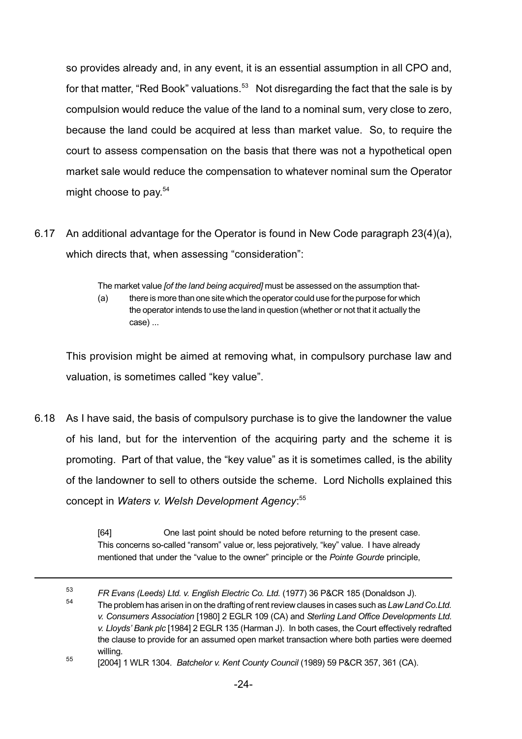so provides already and, in any event, it is an essential assumption in all CPO and, for that matter, "Red Book" valuations.[53] Not disregarding the fact that the sale is by compulsion would reduce the value of the land to a nominal sum, very close to zero, because the land could be acquired at less than market value. So, to require the court to assess compensation on the basis that there was not a hypothetical open market sale would reduce the compensation to whatever nominal sum the Operator might choose to pay.[54]

6.17 An additional advantage for the Operator is found in New Code paragraph 23(4)(a), which directs that, when assessing "consideration":

> The market value *[of the land being acquired]* must be assessed on the assumption that-
>
> (a) there is more than one site which the operator could use for the purpose for which the operator intends to use the land in question (whether or not that it actually the case) ...

This provision might be aimed at removing what, in compulsory purchase law and valuation, is sometimes called "key value".

6.18 As I have said, the basis of compulsory purchase is to give the landowner the value of his land, but for the intervention of the acquiring party and the scheme it is promoting. Part of that value, the "key value" as it is sometimes called, is the ability of the landowner to sell to others outside the scheme. Lord Nicholls explained this concept in *Waters v. Welsh Development Agency*:[55]

> [64] One last point should be noted before returning to the present case. This concerns so-called "ransom" value or, less pejoratively, "key" value. I have already mentioned that under the "value to the owner" principle or the *Pointe Gourde* principle,

---

[53] *FR Evans (Leeds) Ltd. v. English Electric Co. Ltd.* (1977) 36 P&CR 185 (Donaldson J).

[54] The problem has arisen in on the drafting of rent review clauses in cases such as *Law Land Co.Ltd. v. Consumers Association* [1980] 2 EGLR 109 (CA) and *Sterling Land Office Developments Ltd. v. Lloyds' Bank plc* [1984] 2 EGLR 135 (Harman J). In both cases, the Court effectively redrafted the clause to provide for an assumed open market transaction where both parties were deemed willing.

[55] [2004] 1 WLR 1304. *Batchelor v. Kent County Council* (1989) 59 P&CR 357, 361 (CA).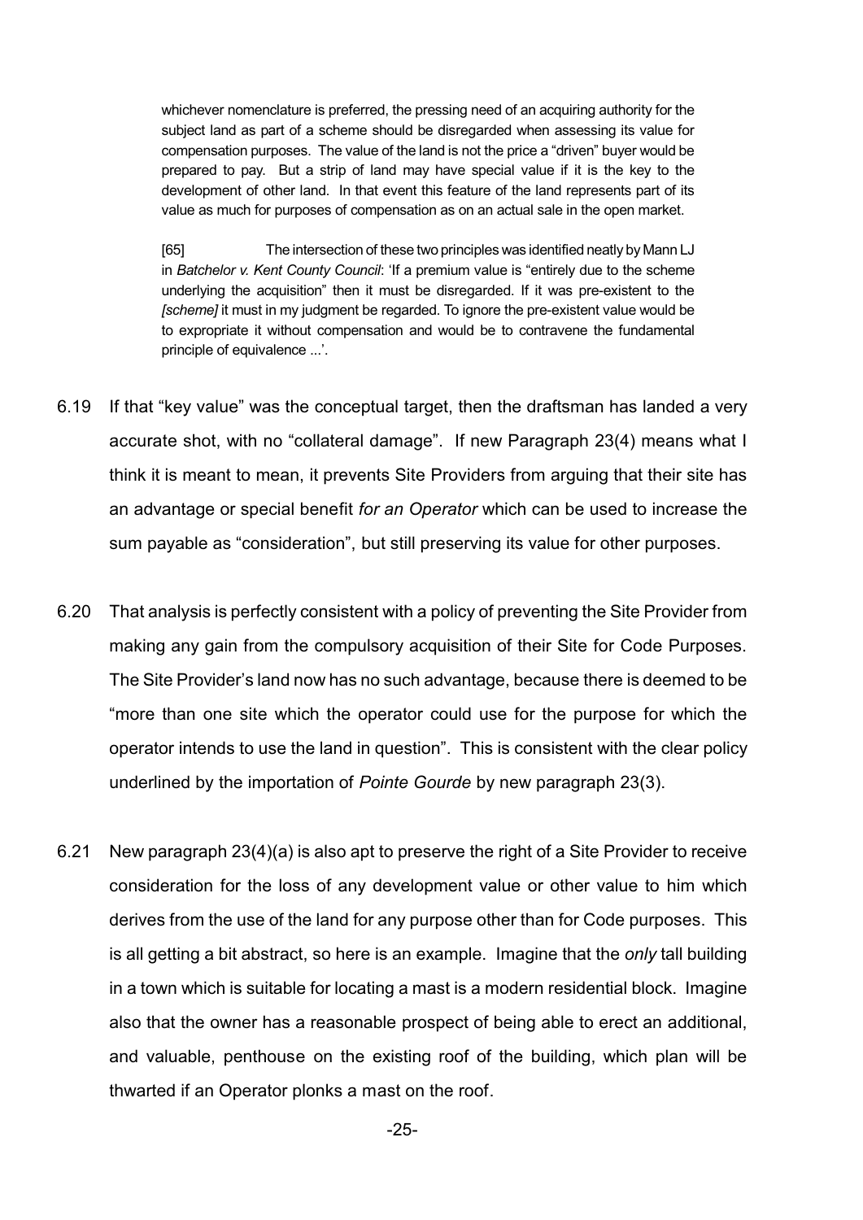> whichever nomenclature is preferred, the pressing need of an acquiring authority for the subject land as part of a scheme should be disregarded when assessing its value for compensation purposes. The value of the land is not the price a "driven" buyer would be prepared to pay. But a strip of land may have special value if it is the key to the development of other land. In that event this feature of the land represents part of its value as much for purposes of compensation as on an actual sale in the open market.
>
> [65] The intersection of these two principles was identified neatly by Mann LJ in *Batchelor v. Kent County Council*: 'If a premium value is "entirely due to the scheme underlying the acquisition" then it must be disregarded. If it was pre-existent to the *[scheme]* it must in my judgment be regarded. To ignore the pre-existent value would be to expropriate it without compensation and would be to contravene the fundamental principle of equivalence ...'.

6.19 If that "key value" was the conceptual target, then the draftsman has landed a very accurate shot, with no "collateral damage". If new Paragraph 23(4) means what I think it is meant to mean, it prevents Site Providers from arguing that their site has an advantage or special benefit *for an Operator* which can be used to increase the sum payable as "consideration", but still preserving its value for other purposes.

6.20 That analysis is perfectly consistent with a policy of preventing the Site Provider from making any gain from the compulsory acquisition of their Site for Code Purposes. The Site Provider's land now has no such advantage, because there is deemed to be "more than one site which the operator could use for the purpose for which the operator intends to use the land in question". This is consistent with the clear policy underlined by the importation of *Pointe Gourde* by new paragraph 23(3).

6.21 New paragraph 23(4)(a) is also apt to preserve the right of a Site Provider to receive consideration for the loss of any development value or other value to him which derives from the use of the land for any purpose other than for Code purposes. This is all getting a bit abstract, so here is an example. Imagine that the *only* tall building in a town which is suitable for locating a mast is a modern residential block. Imagine also that the owner has a reasonable prospect of being able to erect an additional, and valuable, penthouse on the existing roof of the building, which plan will be thwarted if an Operator plonks a mast on the roof.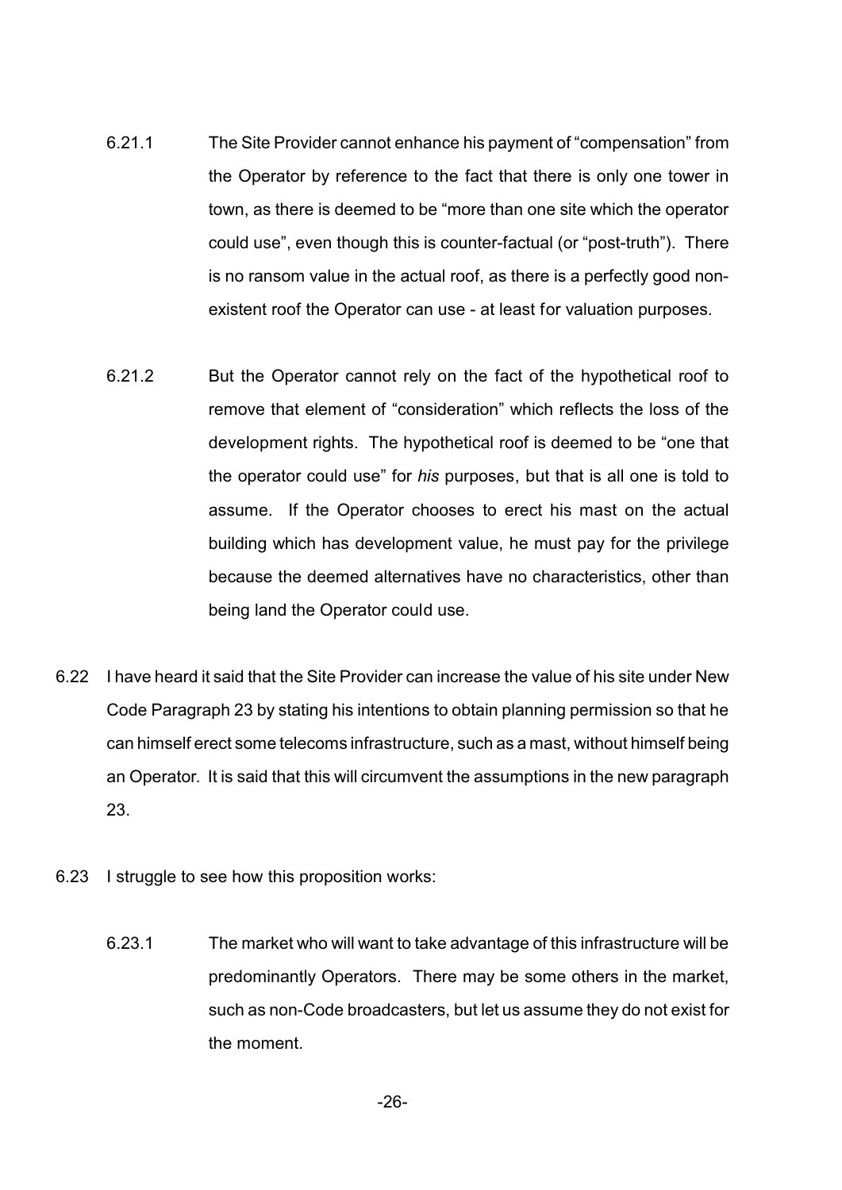6.21.1 The Site Provider cannot enhance his payment of "compensation" from the Operator by reference to the fact that there is only one tower in town, as there is deemed to be "more than one site which the operator could use", even though this is counter-factual (or "post-truth"). There is no ransom value in the actual roof, as there is a perfectly good non-existent roof the Operator can use - at least for valuation purposes.

6.21.2 But the Operator cannot rely on the fact of the hypothetical roof to remove that element of "consideration" which reflects the loss of the development rights. The hypothetical roof is deemed to be "one that the operator could use" for *his* purposes, but that is all one is told to assume. If the Operator chooses to erect his mast on the actual building which has development value, he must pay for the privilege because the deemed alternatives have no characteristics, other than being land the Operator could use.

6.22 I have heard it said that the Site Provider can increase the value of his site under New Code Paragraph 23 by stating his intentions to obtain planning permission so that he can himself erect some telecoms infrastructure, such as a mast, without himself being an Operator. It is said that this will circumvent the assumptions in the new paragraph 23.

6.23 I struggle to see how this proposition works:

6.23.1 The market who will want to take advantage of this infrastructure will be predominantly Operators. There may be some others in the market, such as non-Code broadcasters, but let us assume they do not exist for the moment.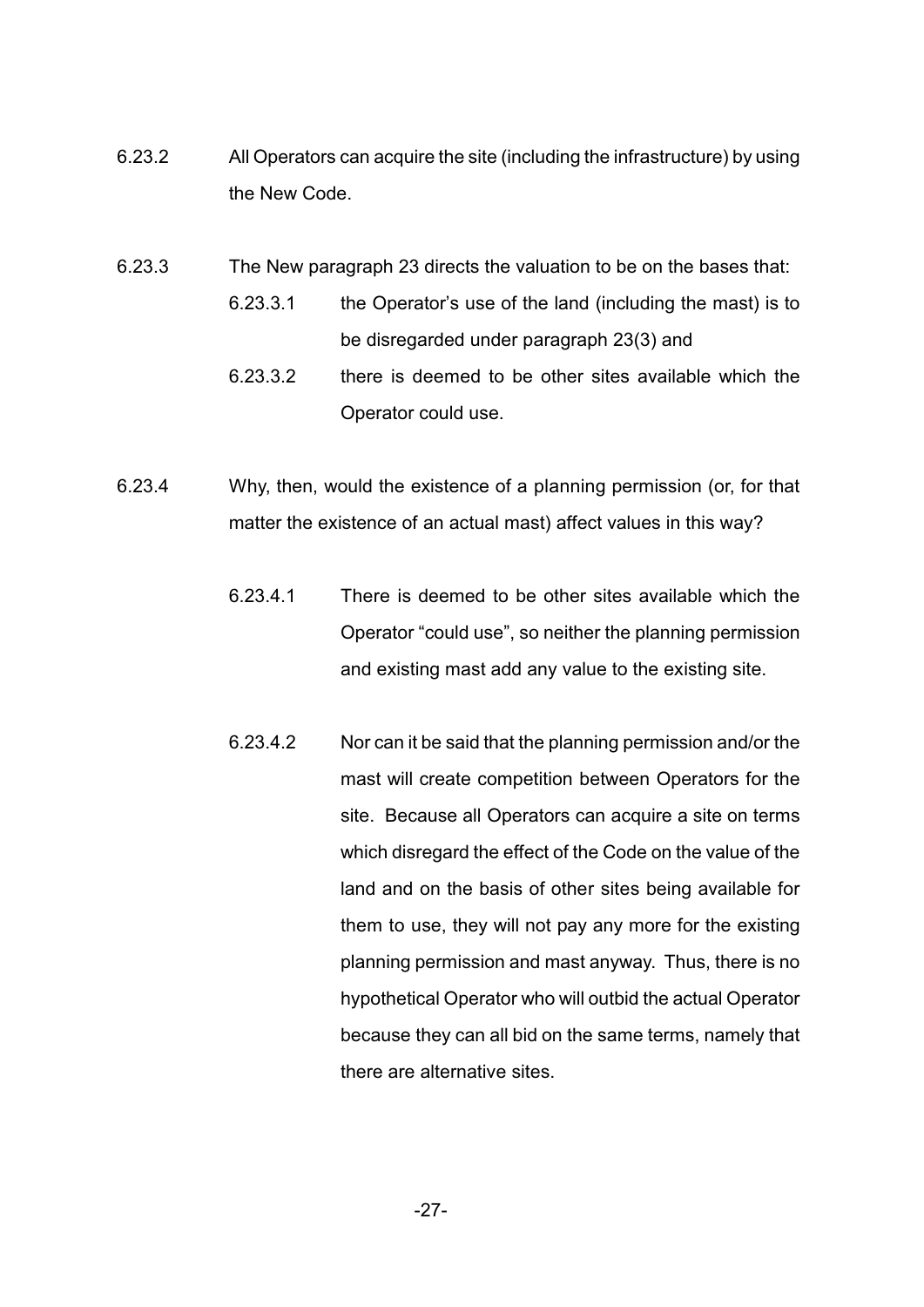6.23.2 All Operators can acquire the site (including the infrastructure) by using the New Code.

6.23.3 The New paragraph 23 directs the valuation to be on the bases that:

6.23.3.1 the Operator's use of the land (including the mast) is to be disregarded under paragraph 23(3) and

6.23.3.2 there is deemed to be other sites available which the Operator could use.

6.23.4 Why, then, would the existence of a planning permission (or, for that matter the existence of an actual mast) affect values in this way?

6.23.4.1 There is deemed to be other sites available which the Operator "could use", so neither the planning permission and existing mast add any value to the existing site.

6.23.4.2 Nor can it be said that the planning permission and/or the mast will create competition between Operators for the site. Because all Operators can acquire a site on terms which disregard the effect of the Code on the value of the land and on the basis of other sites being available for them to use, they will not pay any more for the existing planning permission and mast anyway. Thus, there is no hypothetical Operator who will outbid the actual Operator because they can all bid on the same terms, namely that there are alternative sites.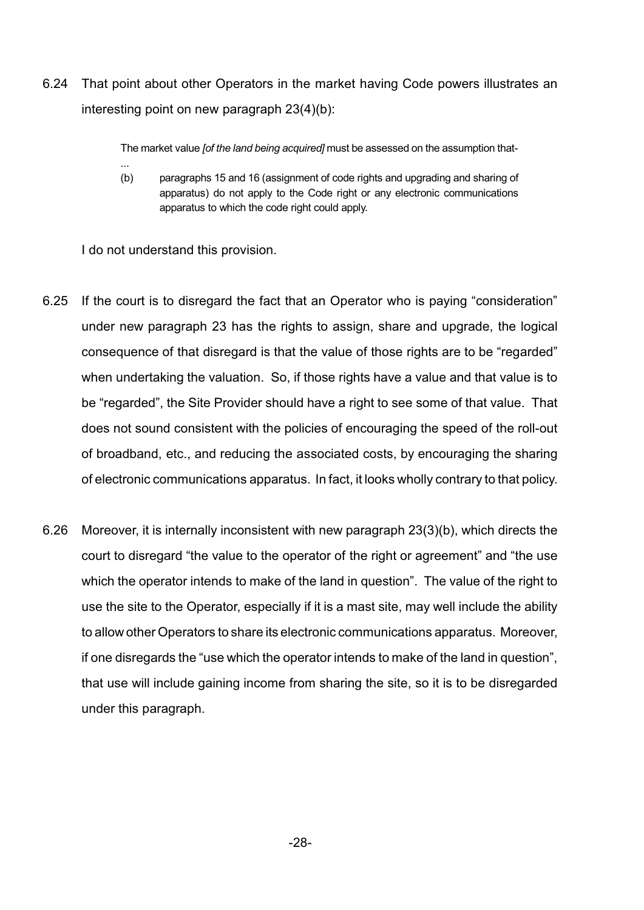6.24 That point about other Operators in the market having Code powers illustrates an interesting point on new paragraph 23(4)(b):

> The market value *[of the land being acquired]* must be assessed on the assumption that-
>
> ...
>
> (b) paragraphs 15 and 16 (assignment of code rights and upgrading and sharing of apparatus) do not apply to the Code right or any electronic communications apparatus to which the code right could apply.

I do not understand this provision.

6.25 If the court is to disregard the fact that an Operator who is paying "consideration" under new paragraph 23 has the rights to assign, share and upgrade, the logical consequence of that disregard is that the value of those rights are to be "regarded" when undertaking the valuation. So, if those rights have a value and that value is to be "regarded", the Site Provider should have a right to see some of that value. That does not sound consistent with the policies of encouraging the speed of the roll-out of broadband, etc., and reducing the associated costs, by encouraging the sharing of electronic communications apparatus. In fact, it looks wholly contrary to that policy.

6.26 Moreover, it is internally inconsistent with new paragraph 23(3)(b), which directs the court to disregard "the value to the operator of the right or agreement" and "the use which the operator intends to make of the land in question". The value of the right to use the site to the Operator, especially if it is a mast site, may well include the ability to allow other Operators to share its electronic communications apparatus. Moreover, if one disregards the "use which the operator intends to make of the land in question", that use will include gaining income from sharing the site, so it is to be disregarded under this paragraph.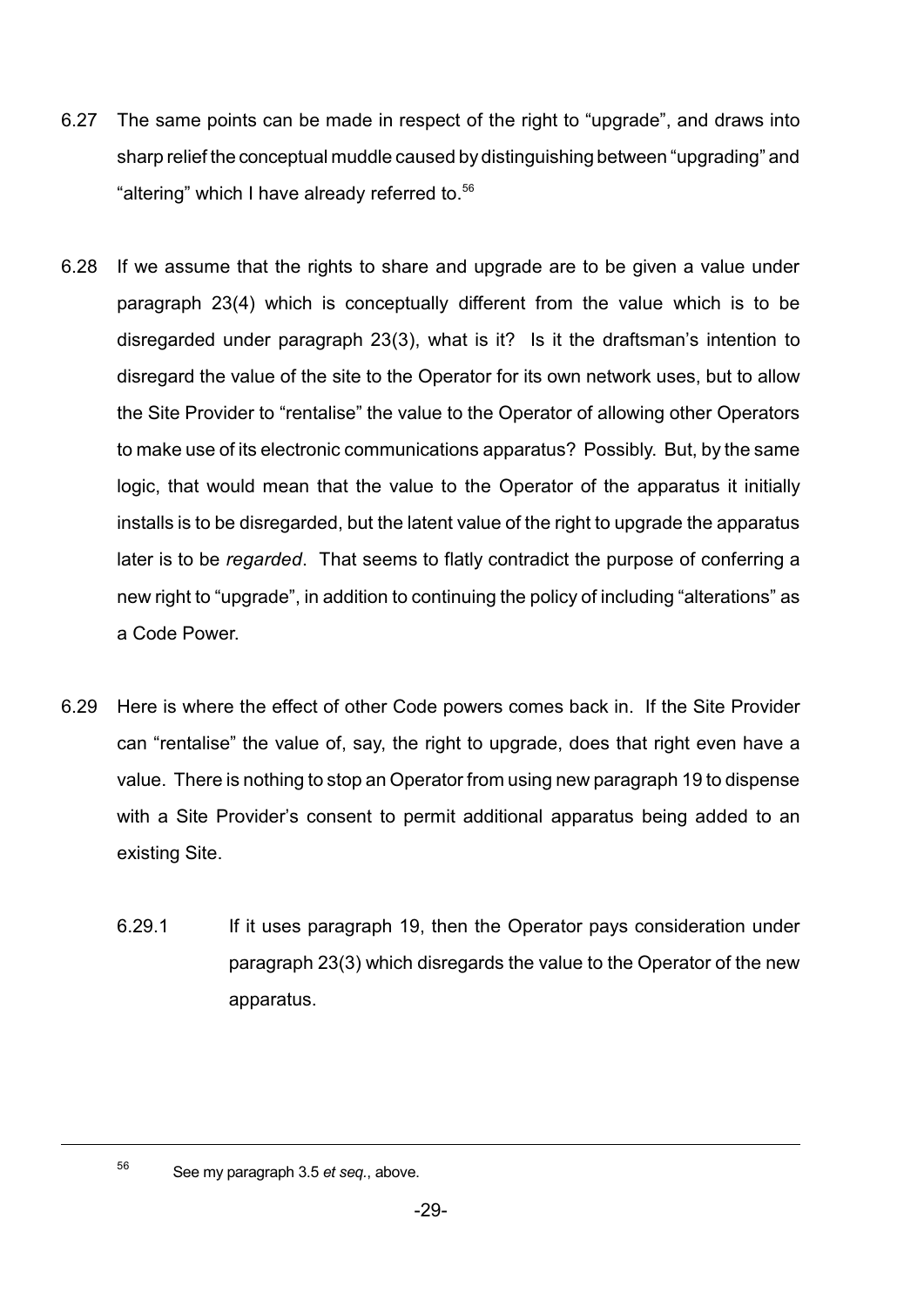6.27 The same points can be made in respect of the right to "upgrade", and draws into sharp relief the conceptual muddle caused by distinguishing between "upgrading" and "altering" which I have already referred to.[56]

6.28 If we assume that the rights to share and upgrade are to be given a value under paragraph 23(4) which is conceptually different from the value which is to be disregarded under paragraph 23(3), what is it? Is it the draftsman's intention to disregard the value of the site to the Operator for its own network uses, but to allow the Site Provider to "rentalise" the value to the Operator of allowing other Operators to make use of its electronic communications apparatus? Possibly. But, by the same logic, that would mean that the value to the Operator of the apparatus it initially installs is to be disregarded, but the latent value of the right to upgrade the apparatus later is to be *regarded*. That seems to flatly contradict the purpose of conferring a new right to "upgrade", in addition to continuing the policy of including "alterations" as a Code Power.

6.29 Here is where the effect of other Code powers comes back in. If the Site Provider can "rentalise" the value of, say, the right to upgrade, does that right even have a value. There is nothing to stop an Operator from using new paragraph 19 to dispense with a Site Provider's consent to permit additional apparatus being added to an existing Site.

6.29.1 If it uses paragraph 19, then the Operator pays consideration under paragraph 23(3) which disregards the value to the Operator of the new apparatus.

---

[56] See my paragraph 3.5 *et seq.*, above.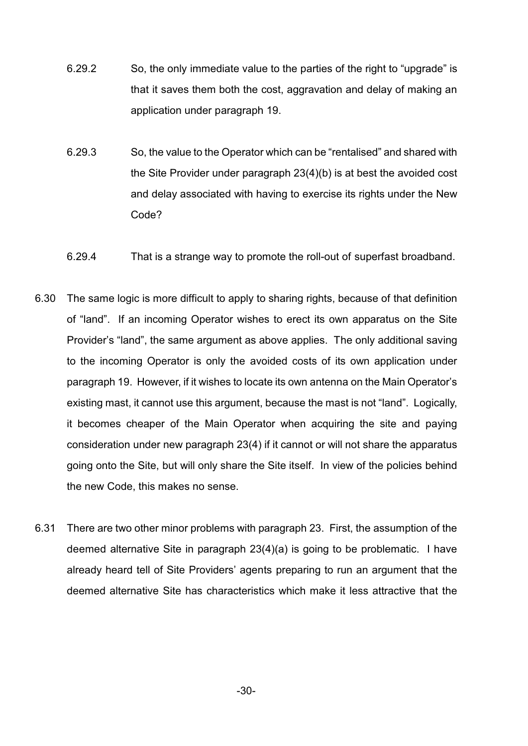6.29.2 So, the only immediate value to the parties of the right to "upgrade" is that it saves them both the cost, aggravation and delay of making an application under paragraph 19.

6.29.3 So, the value to the Operator which can be "rentalised" and shared with the Site Provider under paragraph 23(4)(b) is at best the avoided cost and delay associated with having to exercise its rights under the New Code?

6.29.4 That is a strange way to promote the roll-out of superfast broadband.

6.30 The same logic is more difficult to apply to sharing rights, because of that definition of "land". If an incoming Operator wishes to erect its own apparatus on the Site Provider's "land", the same argument as above applies. The only additional saving to the incoming Operator is only the avoided costs of its own application under paragraph 19. However, if it wishes to locate its own antenna on the Main Operator's existing mast, it cannot use this argument, because the mast is not "land". Logically, it becomes cheaper of the Main Operator when acquiring the site and paying consideration under new paragraph 23(4) if it cannot or will not share the apparatus going onto the Site, but will only share the Site itself. In view of the policies behind the new Code, this makes no sense.

6.31 There are two other minor problems with paragraph 23. First, the assumption of the deemed alternative Site in paragraph 23(4)(a) is going to be problematic. I have already heard tell of Site Providers' agents preparing to run an argument that the deemed alternative Site has characteristics which make it less attractive that the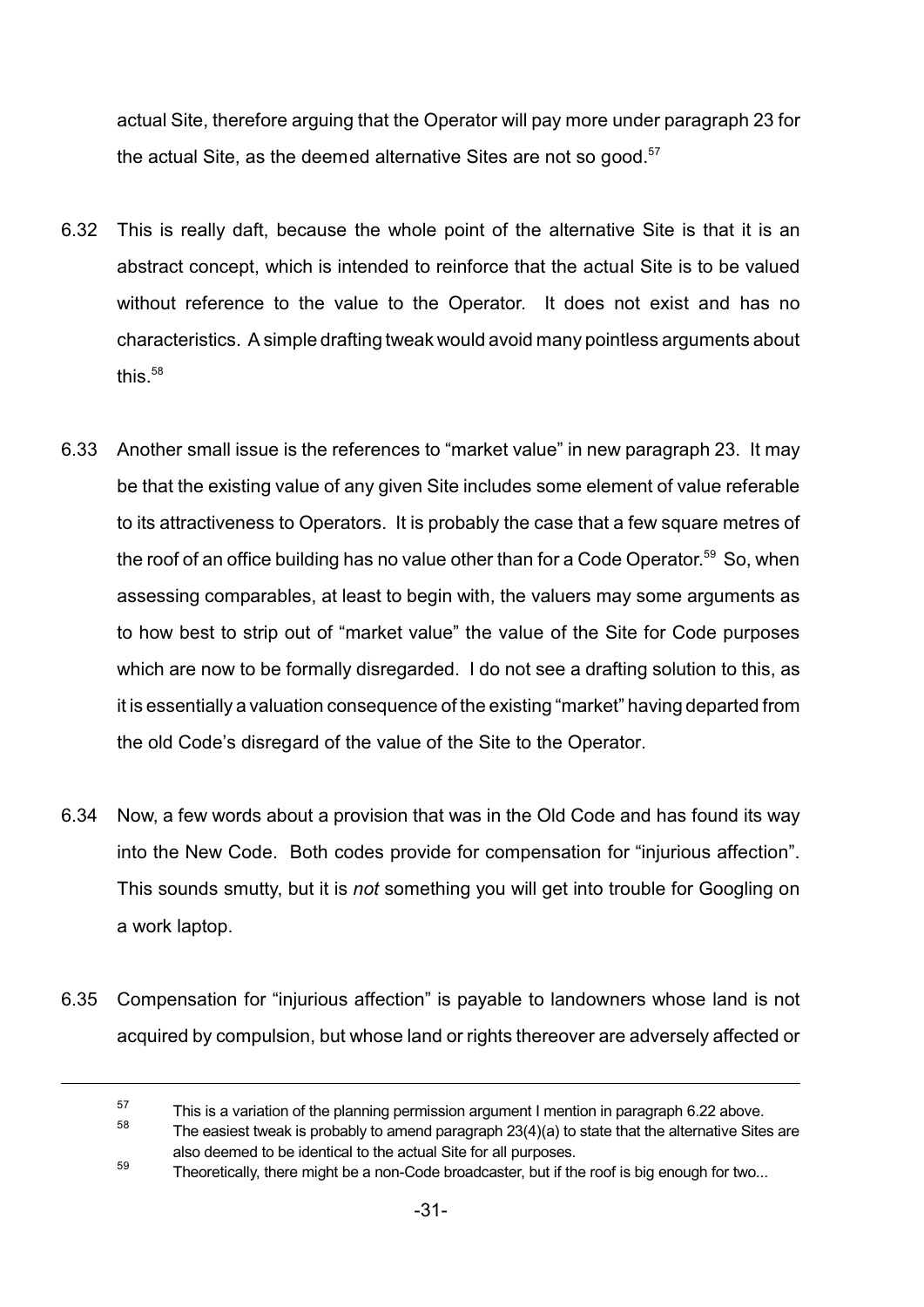actual Site, therefore arguing that the Operator will pay more under paragraph 23 for the actual Site, as the deemed alternative Sites are not so good.[57]

6.32 This is really daft, because the whole point of the alternative Site is that it is an abstract concept, which is intended to reinforce that the actual Site is to be valued without reference to the value to the Operator. It does not exist and has no characteristics. A simple drafting tweak would avoid many pointless arguments about this.[58]

6.33 Another small issue is the references to "market value" in new paragraph 23. It may be that the existing value of any given Site includes some element of value referable to its attractiveness to Operators. It is probably the case that a few square metres of the roof of an office building has no value other than for a Code Operator.[59] So, when assessing comparables, at least to begin with, the valuers may some arguments as to how best to strip out of "market value" the value of the Site for Code purposes which are now to be formally disregarded. I do not see a drafting solution to this, as it is essentially a valuation consequence of the existing "market" having departed from the old Code's disregard of the value of the Site to the Operator.

6.34 Now, a few words about a provision that was in the Old Code and has found its way into the New Code. Both codes provide for compensation for "injurious affection". This sounds smutty, but it is *not* something you will get into trouble for Googling on a work laptop.

6.35 Compensation for "injurious affection" is payable to landowners whose land is not acquired by compulsion, but whose land or rights thereover are adversely affected or

---

[57] This is a variation of the planning permission argument I mention in paragraph 6.22 above.

[58] The easiest tweak is probably to amend paragraph 23(4)(a) to state that the alternative Sites are also deemed to be identical to the actual Site for all purposes.

[59] Theoretically, there might be a non-Code broadcaster, but if the roof is big enough for two...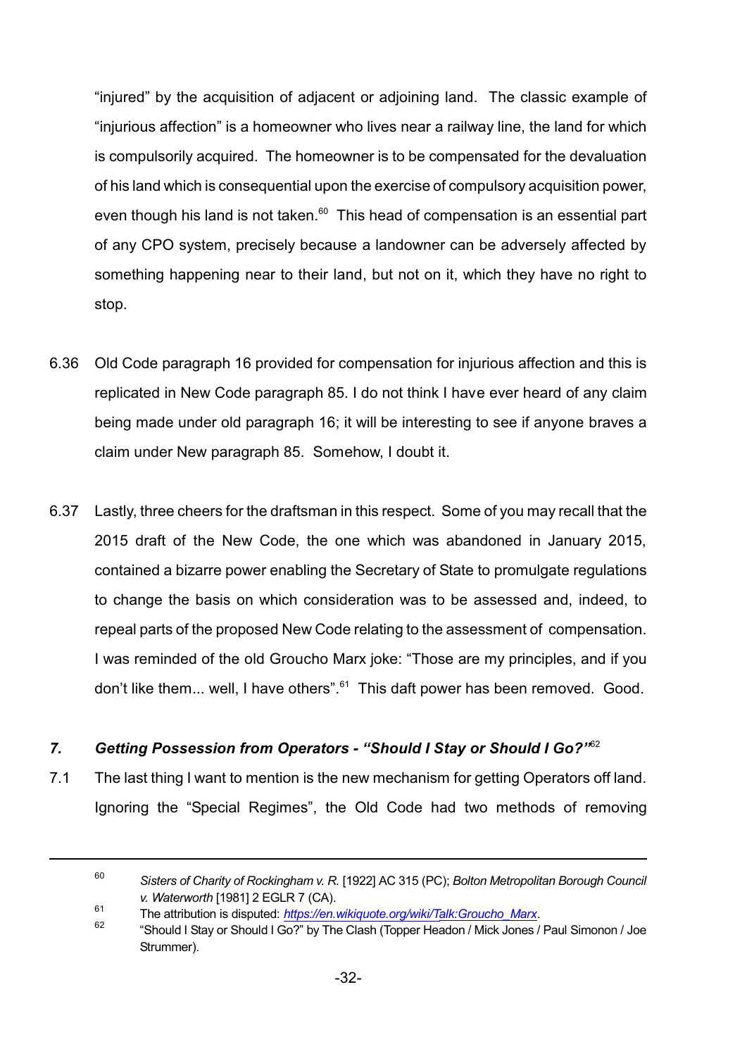"injured" by the acquisition of adjacent or adjoining land. The classic example of "injurious affection" is a homeowner who lives near a railway line, the land for which is compulsorily acquired. The homeowner is to be compensated for the devaluation of his land which is consequential upon the exercise of compulsory acquisition power, even though his land is not taken.[60] This head of compensation is an essential part of any CPO system, precisely because a landowner can be adversely affected by something happening near to their land, but not on it, which they have no right to stop.

6.36 Old Code paragraph 16 provided for compensation for injurious affection and this is replicated in New Code paragraph 85. I do not think I have ever heard of any claim being made under old paragraph 16; it will be interesting to see if anyone braves a claim under New paragraph 85. Somehow, I doubt it.

6.37 Lastly, three cheers for the draftsman in this respect. Some of you may recall that the 2015 draft of the New Code, the one which was abandoned in January 2015, contained a bizarre power enabling the Secretary of State to promulgate regulations to change the basis on which consideration was to be assessed and, indeed, to repeal parts of the proposed New Code relating to the assessment of compensation. I was reminded of the old Groucho Marx joke: "Those are my principles, and if you don't like them... well, I have others".[61] This daft power has been removed. Good.

### *7. Getting Possession from Operators - "Should I Stay or Should I Go?"*[62]

7.1 The last thing I want to mention is the new mechanism for getting Operators off land. Ignoring the "Special Regimes", the Old Code had two methods of removing

---

[60] *Sisters of Charity of Rockingham v. R.* [1922] AC 315 (PC); *Bolton Metropolitan Borough Council v. Waterworth* [1981] 2 EGLR 7 (CA).

[61] The attribution is disputed: *https://en.wikiquote.org/wiki/Talk:Groucho_Marx*.

[62] "Should I Stay or Should I Go?" by The Clash (Topper Headon / Mick Jones / Paul Simonon / Joe Strummer).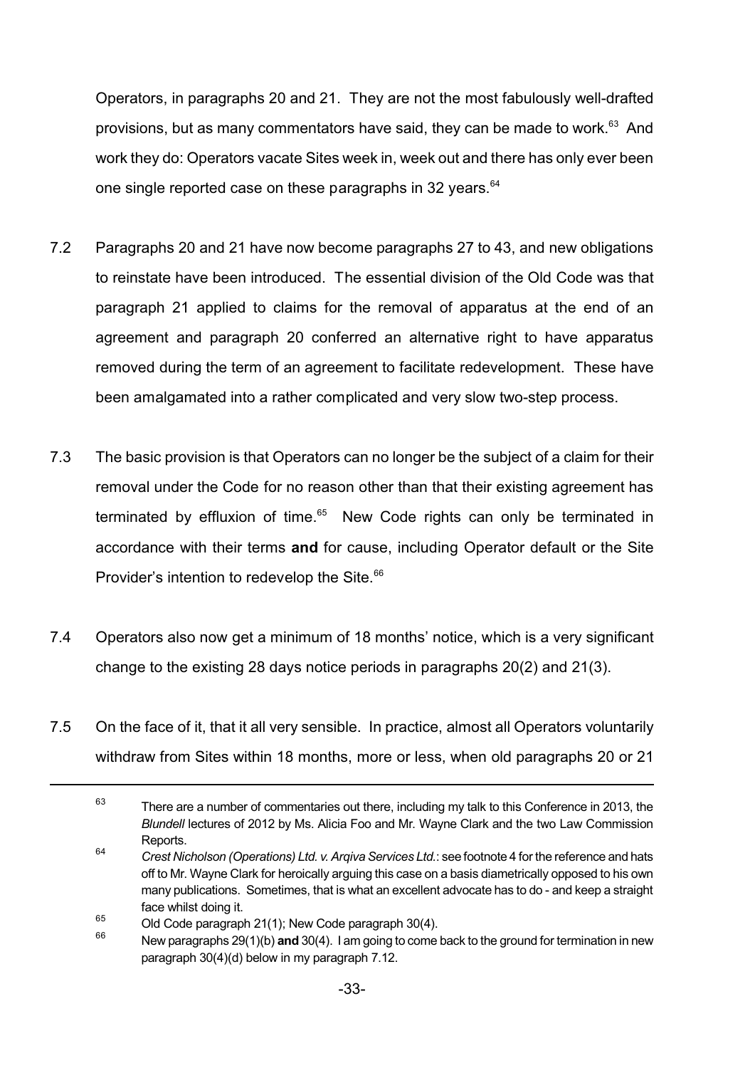Operators, in paragraphs 20 and 21. They are not the most fabulously well-drafted provisions, but as many commentators have said, they can be made to work.[63] And work they do: Operators vacate Sites week in, week out and there has only ever been one single reported case on these paragraphs in 32 years.[64]

7.2 Paragraphs 20 and 21 have now become paragraphs 27 to 43, and new obligations to reinstate have been introduced. The essential division of the Old Code was that paragraph 21 applied to claims for the removal of apparatus at the end of an agreement and paragraph 20 conferred an alternative right to have apparatus removed during the term of an agreement to facilitate redevelopment. These have been amalgamated into a rather complicated and very slow two-step process.

7.3 The basic provision is that Operators can no longer be the subject of a claim for their removal under the Code for no reason other than that their existing agreement has terminated by effluxion of time.[65] New Code rights can only be terminated in accordance with their terms **and** for cause, including Operator default or the Site Provider's intention to redevelop the Site.[66]

7.4 Operators also now get a minimum of 18 months' notice, which is a very significant change to the existing 28 days notice periods in paragraphs 20(2) and 21(3).

7.5 On the face of it, that it all very sensible. In practice, almost all Operators voluntarily withdraw from Sites within 18 months, more or less, when old paragraphs 20 or 21

---

[63] There are a number of commentaries out there, including my talk to this Conference in 2013, the *Blundell* lectures of 2012 by Ms. Alicia Foo and Mr. Wayne Clark and the two Law Commission Reports.

[64] *Crest Nicholson (Operations) Ltd. v. Arqiva Services Ltd.*: see footnote 4 for the reference and hats off to Mr. Wayne Clark for heroically arguing this case on a basis diametrically opposed to his own many publications. Sometimes, that is what an excellent advocate has to do - and keep a straight face whilst doing it.

[65] Old Code paragraph 21(1); New Code paragraph 30(4).

[66] New paragraphs 29(1)(b) **and** 30(4). I am going to come back to the ground for termination in new paragraph 30(4)(d) below in my paragraph 7.12.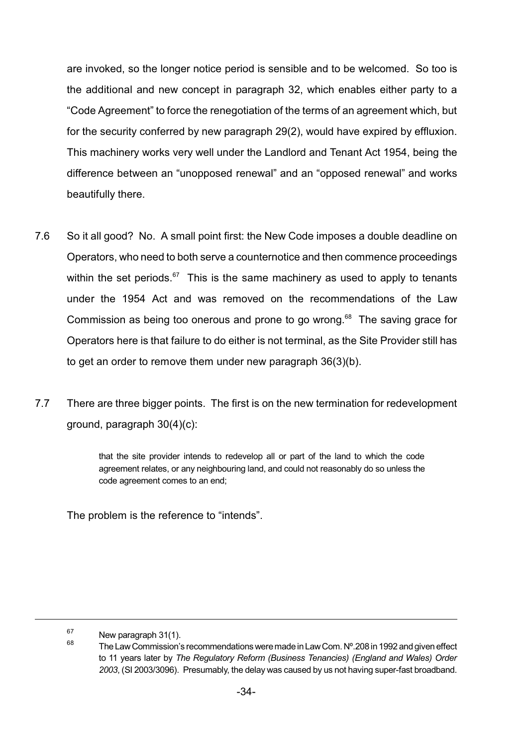are invoked, so the longer notice period is sensible and to be welcomed. So too is the additional and new concept in paragraph 32, which enables either party to a "Code Agreement" to force the renegotiation of the terms of an agreement which, but for the security conferred by new paragraph 29(2), would have expired by effluxion. This machinery works very well under the Landlord and Tenant Act 1954, being the difference between an "unopposed renewal" and an "opposed renewal" and works beautifully there.

7.6 So it all good? No. A small point first: the New Code imposes a double deadline on Operators, who need to both serve a counternotice and then commence proceedings within the set periods.[67] This is the same machinery as used to apply to tenants under the 1954 Act and was removed on the recommendations of the Law Commission as being too onerous and prone to go wrong.[68] The saving grace for Operators here is that failure to do either is not terminal, as the Site Provider still has to get an order to remove them under new paragraph 36(3)(b).

7.7 There are three bigger points. The first is on the new termination for redevelopment ground, paragraph 30(4)(c):

> that the site provider intends to redevelop all or part of the land to which the code agreement relates, or any neighbouring land, and could not reasonably do so unless the code agreement comes to an end;

The problem is the reference to "intends".

---

[67] New paragraph 31(1).

[68] The Law Commission's recommendations were made in Law Com. Nº.208 in 1992 and given effect to 11 years later by *The Regulatory Reform (Business Tenancies) (England and Wales) Order 2003*, (SI 2003/3096). Presumably, the delay was caused by us not having super-fast broadband.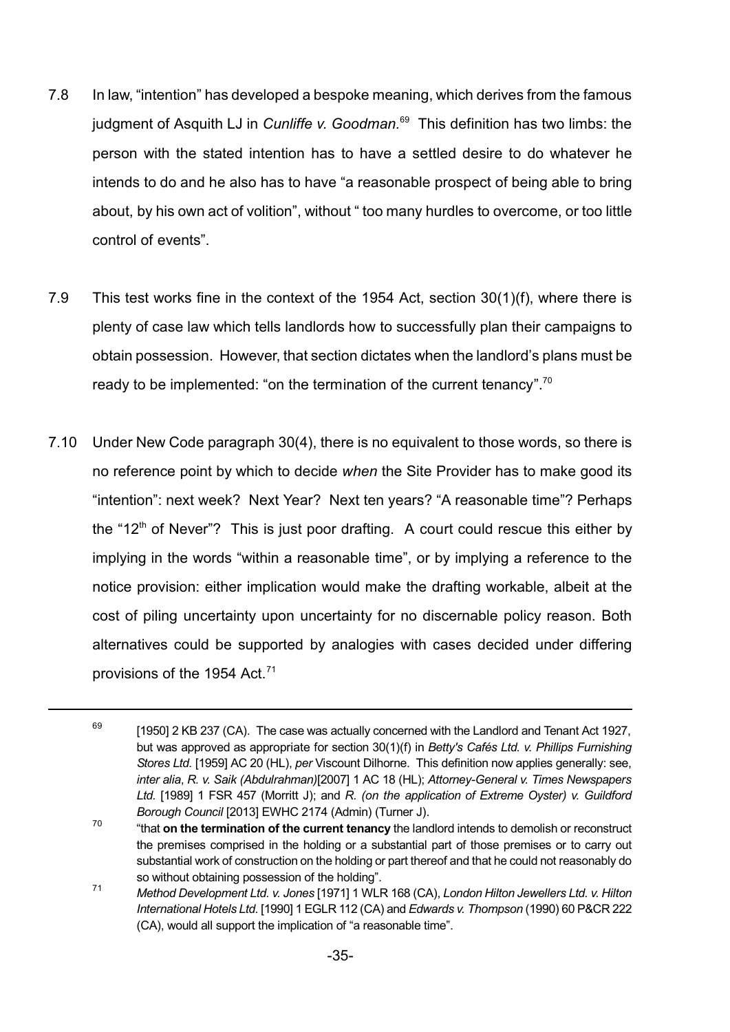7.8 In law, "intention" has developed a bespoke meaning, which derives from the famous judgment of Asquith LJ in *Cunliffe v. Goodman.*[69] This definition has two limbs: the person with the stated intention has to have a settled desire to do whatever he intends to do and he also has to have "a reasonable prospect of being able to bring about, by his own act of volition", without " too many hurdles to overcome, or too little control of events".

7.9 This test works fine in the context of the 1954 Act, section 30(1)(f), where there is plenty of case law which tells landlords how to successfully plan their campaigns to obtain possession. However, that section dictates when the landlord's plans must be ready to be implemented: "on the termination of the current tenancy".[70]

7.10 Under New Code paragraph 30(4), there is no equivalent to those words, so there is no reference point by which to decide *when* the Site Provider has to make good its "intention": next week? Next Year? Next ten years? "A reasonable time"? Perhaps the "12th of Never"? This is just poor drafting. A court could rescue this either by implying in the words "within a reasonable time", or by implying a reference to the notice provision: either implication would make the drafting workable, albeit at the cost of piling uncertainty upon uncertainty for no discernable policy reason. Both alternatives could be supported by analogies with cases decided under differing provisions of the 1954 Act.[71]

---

[69] [1950] 2 KB 237 (CA). The case was actually concerned with the Landlord and Tenant Act 1927, but was approved as appropriate for section 30(1)(f) in *Betty's Cafés Ltd. v. Phillips Furnishing Stores Ltd.* [1959] AC 20 (HL), *per* Viscount Dilhorne. This definition now applies generally: see, *inter alia*, *R. v. Saik (Abdulrahman)*[2007] 1 AC 18 (HL); *Attorney-General v. Times Newspapers Ltd.* [1989] 1 FSR 457 (Morritt J); and *R. (on the application of Extreme Oyster) v. Guildford Borough Council* [2013] EWHC 2174 (Admin) (Turner J).

[70] "that **on the termination of the current tenancy** the landlord intends to demolish or reconstruct the premises comprised in the holding or a substantial part of those premises or to carry out substantial work of construction on the holding or part thereof and that he could not reasonably do so without obtaining possession of the holding".

[71] *Method Development Ltd. v. Jones* [1971] 1 WLR 168 (CA), *London Hilton Jewellers Ltd. v. Hilton International Hotels Ltd.* [1990] 1 EGLR 112 (CA) and *Edwards v. Thompson* (1990) 60 P&CR 222 (CA), would all support the implication of "a reasonable time".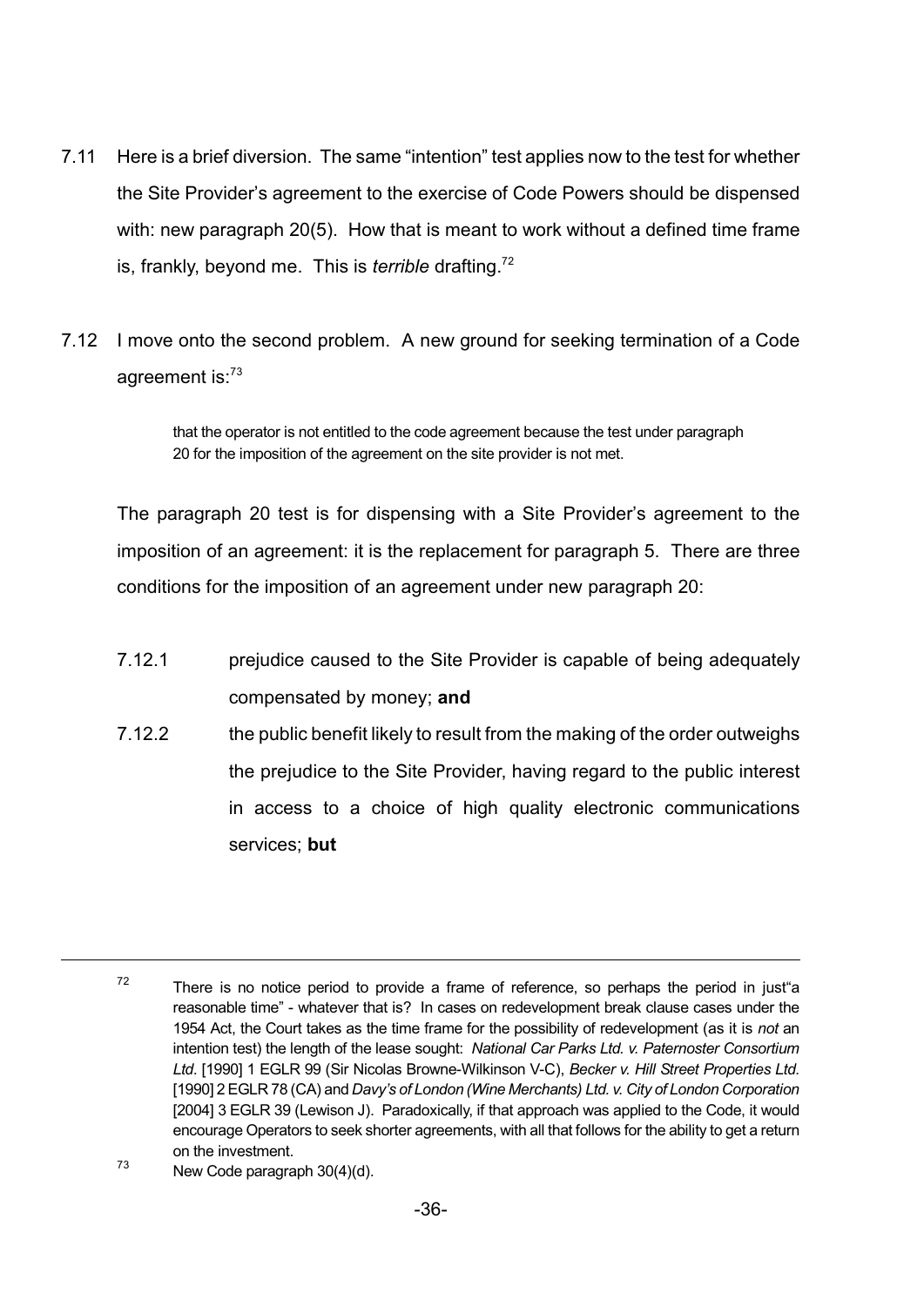7.11 Here is a brief diversion. The same "intention" test applies now to the test for whether the Site Provider's agreement to the exercise of Code Powers should be dispensed with: new paragraph 20(5). How that is meant to work without a defined time frame is, frankly, beyond me. This is *terrible* drafting.[72]

7.12 I move onto the second problem. A new ground for seeking termination of a Code agreement is:[73]

> that the operator is not entitled to the code agreement because the test under paragraph 20 for the imposition of the agreement on the site provider is not met.

The paragraph 20 test is for dispensing with a Site Provider's agreement to the imposition of an agreement: it is the replacement for paragraph 5. There are three conditions for the imposition of an agreement under new paragraph 20:

7.12.1 prejudice caused to the Site Provider is capable of being adequately compensated by money; **and**

7.12.2 the public benefit likely to result from the making of the order outweighs the prejudice to the Site Provider, having regard to the public interest in access to a choice of high quality electronic communications services; **but**

---

[72] There is no notice period to provide a frame of reference, so perhaps the period in just"a reasonable time" - whatever that is? In cases on redevelopment break clause cases under the 1954 Act, the Court takes as the time frame for the possibility of redevelopment (as it is *not* an intention test) the length of the lease sought: *National Car Parks Ltd. v. Paternoster Consortium Ltd.* [1990] 1 EGLR 99 (Sir Nicolas Browne-Wilkinson V-C), *Becker v. Hill Street Properties Ltd.* [1990] 2 EGLR 78 (CA) and *Davy's of London (Wine Merchants) Ltd. v. City of London Corporation* [2004] 3 EGLR 39 (Lewison J). Paradoxically, if that approach was applied to the Code, it would encourage Operators to seek shorter agreements, with all that follows for the ability to get a return on the investment.

[73] New Code paragraph 30(4)(d).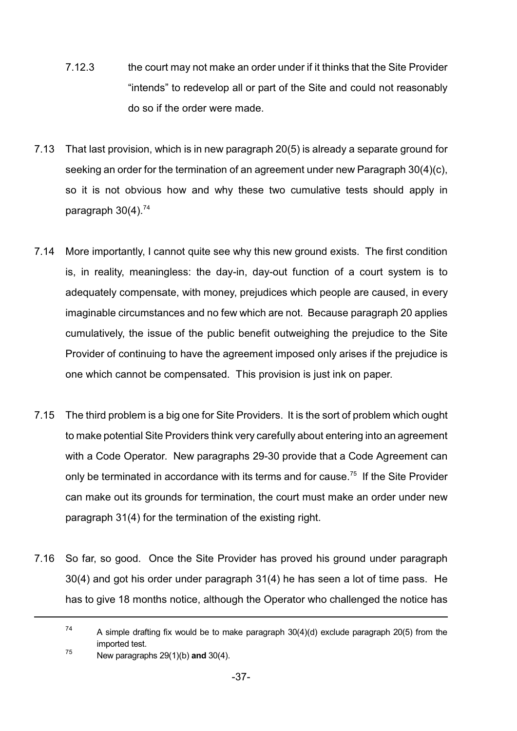7.12.3 the court may not make an order under if it thinks that the Site Provider "intends" to redevelop all or part of the Site and could not reasonably do so if the order were made.

7.13 That last provision, which is in new paragraph 20(5) is already a separate ground for seeking an order for the termination of an agreement under new Paragraph 30(4)(c), so it is not obvious how and why these two cumulative tests should apply in paragraph 30(4).[74]

7.14 More importantly, I cannot quite see why this new ground exists. The first condition is, in reality, meaningless: the day-in, day-out function of a court system is to adequately compensate, with money, prejudices which people are caused, in every imaginable circumstances and no few which are not. Because paragraph 20 applies cumulatively, the issue of the public benefit outweighing the prejudice to the Site Provider of continuing to have the agreement imposed only arises if the prejudice is one which cannot be compensated. This provision is just ink on paper.

7.15 The third problem is a big one for Site Providers. It is the sort of problem which ought to make potential Site Providers think very carefully about entering into an agreement with a Code Operator. New paragraphs 29-30 provide that a Code Agreement can only be terminated in accordance with its terms and for cause.[75] If the Site Provider can make out its grounds for termination, the court must make an order under new paragraph 31(4) for the termination of the existing right.

7.16 So far, so good. Once the Site Provider has proved his ground under paragraph 30(4) and got his order under paragraph 31(4) he has seen a lot of time pass. He has to give 18 months notice, although the Operator who challenged the notice has

---

[74] A simple drafting fix would be to make paragraph 30(4)(d) exclude paragraph 20(5) from the imported test.

[75] New paragraphs 29(1)(b) **and** 30(4).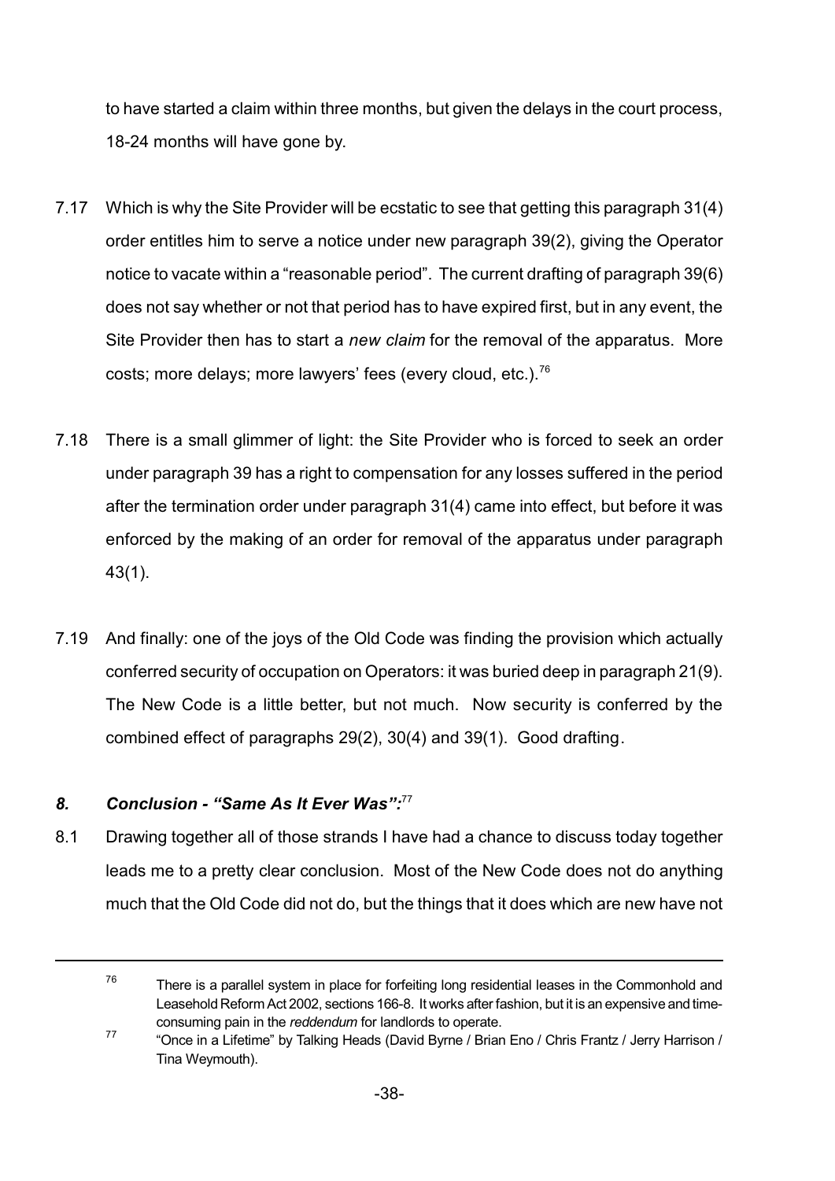to have started a claim within three months, but given the delays in the court process, 18-24 months will have gone by.

7.17 Which is why the Site Provider will be ecstatic to see that getting this paragraph 31(4) order entitles him to serve a notice under new paragraph 39(2), giving the Operator notice to vacate within a "reasonable period". The current drafting of paragraph 39(6) does not say whether or not that period has to have expired first, but in any event, the Site Provider then has to start a *new claim* for the removal of the apparatus. More costs; more delays; more lawyers' fees (every cloud, etc.).[76]

7.18 There is a small glimmer of light: the Site Provider who is forced to seek an order under paragraph 39 has a right to compensation for any losses suffered in the period after the termination order under paragraph 31(4) came into effect, but before it was enforced by the making of an order for removal of the apparatus under paragraph 43(1).

7.19 And finally: one of the joys of the Old Code was finding the provision which actually conferred security of occupation on Operators: it was buried deep in paragraph 21(9). The New Code is a little better, but not much. Now security is conferred by the combined effect of paragraphs 29(2), 30(4) and 39(1). Good drafting.

## *8. Conclusion - "Same As It Ever Was":*[77]

8.1 Drawing together all of those strands I have had a chance to discuss today together leads me to a pretty clear conclusion. Most of the New Code does not do anything much that the Old Code did not do, but the things that it does which are new have not

---

[76] There is a parallel system in place for forfeiting long residential leases in the Commonhold and Leasehold Reform Act 2002, sections 166-8. It works after fashion, but it is an expensive and time-consuming pain in the *reddendum* for landlords to operate.

[77] "Once in a Lifetime" by Talking Heads (David Byrne / Brian Eno / Chris Frantz / Jerry Harrison / Tina Weymouth).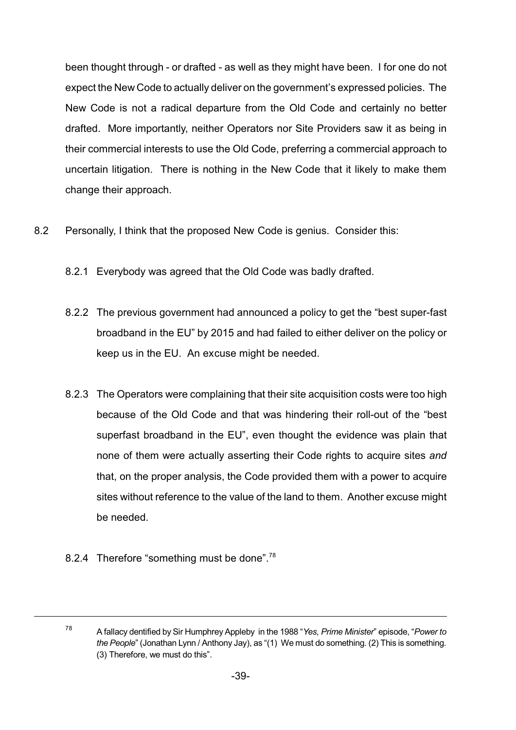been thought through - or drafted - as well as they might have been. I for one do not expect the New Code to actually deliver on the government's expressed policies. The New Code is not a radical departure from the Old Code and certainly no better drafted. More importantly, neither Operators nor Site Providers saw it as being in their commercial interests to use the Old Code, preferring a commercial approach to uncertain litigation. There is nothing in the New Code that it likely to make them change their approach.

8.2 Personally, I think that the proposed New Code is genius. Consider this:

8.2.1 Everybody was agreed that the Old Code was badly drafted.

8.2.2 The previous government had announced a policy to get the "best super-fast broadband in the EU" by 2015 and had failed to either deliver on the policy or keep us in the EU. An excuse might be needed.

8.2.3 The Operators were complaining that their site acquisition costs were too high because of the Old Code and that was hindering their roll-out of the "best superfast broadband in the EU", even thought the evidence was plain that none of them were actually asserting their Code rights to acquire sites *and* that, on the proper analysis, the Code provided them with a power to acquire sites without reference to the value of the land to them. Another excuse might be needed.

8.2.4 Therefore "something must be done".[78]

---

[78] A fallacy dentified by Sir Humphrey Appleby in the 1988 "*Yes, Prime Minister*" episode, "*Power to the People*" (Jonathan Lynn / Anthony Jay), as "(1) We must do something. (2) This is something. (3) Therefore, we must do this".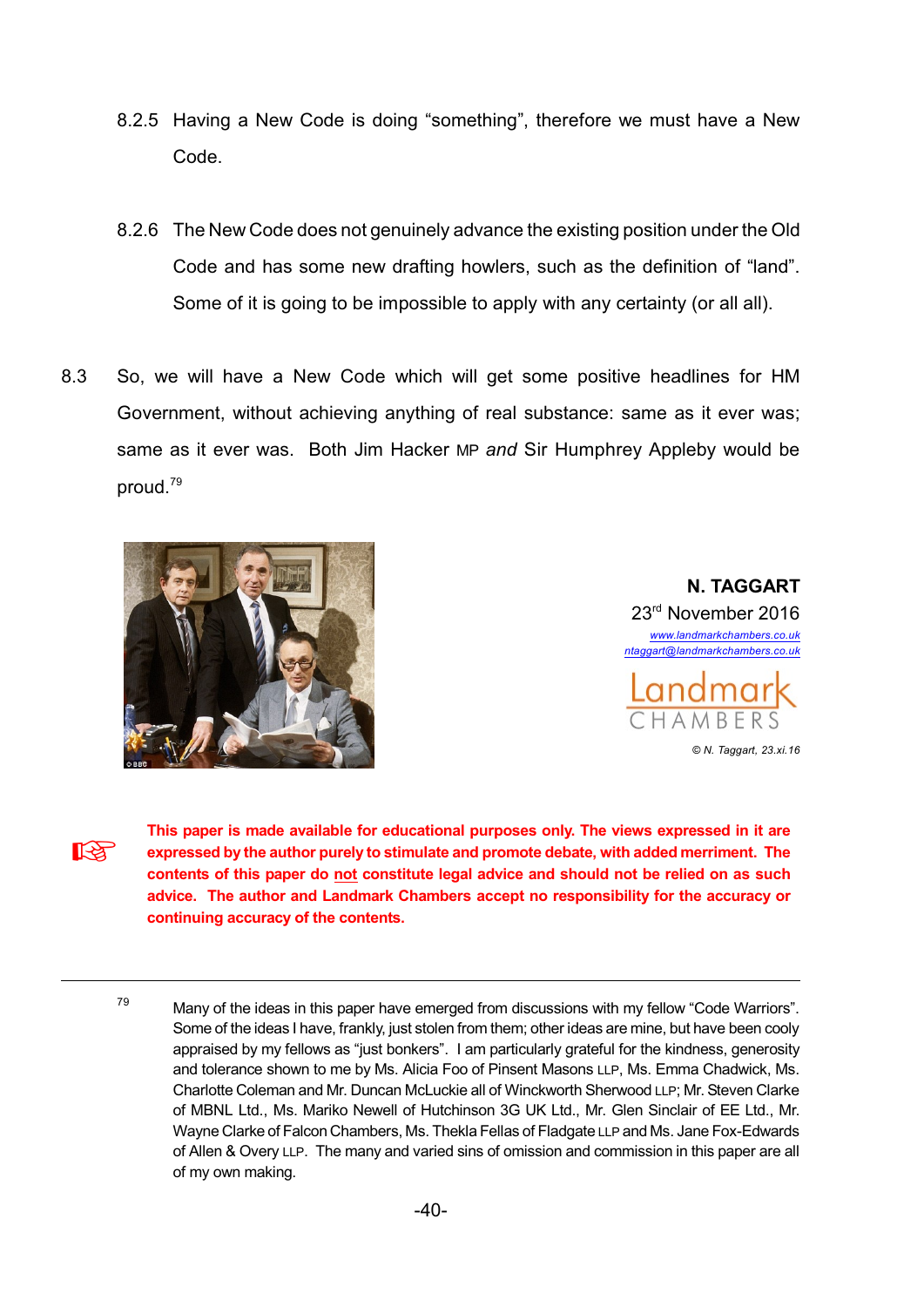8.2.5 Having a New Code is doing “something”, therefore we must have a New Code.

8.2.6 The New Code does not genuinely advance the existing position under the Old Code and has some new drafting howlers, such as the definition of “land”. Some of it is going to be impossible to apply with any certainty (or all all).

8.3 So, we will have a New Code which will get some positive headlines for HM Government, without achieving anything of real substance: same as it ever was; same as it ever was. Both Jim Hacker MP *and* Sir Humphrey Appleby would be proud.[79]

**N. TAGGART**
23rd November 2016
www.landmarkchambers.co.uk
ntaggart@landmarkchambers.co.uk

Landmark CHAMBERS

*© N. Taggart, 23.xi.16*

☞ **This paper is made available for educational purposes only. The views expressed in it are expressed by the author purely to stimulate and promote debate, with added merriment. The contents of this paper do not constitute legal advice and should not be relied on as such advice. The author and Landmark Chambers accept no responsibility for the accuracy or continuing accuracy of the contents.**

---

[79] Many of the ideas in this paper have emerged from discussions with my fellow “Code Warriors”. Some of the ideas I have, frankly, just stolen from them; other ideas are mine, but have been cooly appraised by my fellows as “just bonkers”. I am particularly grateful for the kindness, generosity and tolerance shown to me by Ms. Alicia Foo of Pinsent Masons LLP, Ms. Emma Chadwick, Ms. Charlotte Coleman and Mr. Duncan McLuckie all of Winckworth Sherwood LLP; Mr. Steven Clarke of MBNL Ltd., Ms. Mariko Newell of Hutchinson 3G UK Ltd., Mr. Glen Sinclair of EE Ltd., Mr. Wayne Clarke of Falcon Chambers, Ms. Thekla Fellas of Fladgate LLP and Ms. Jane Fox-Edwards of Allen & Overy LLP. The many and varied sins of omission and commission in this paper are all of my own making.